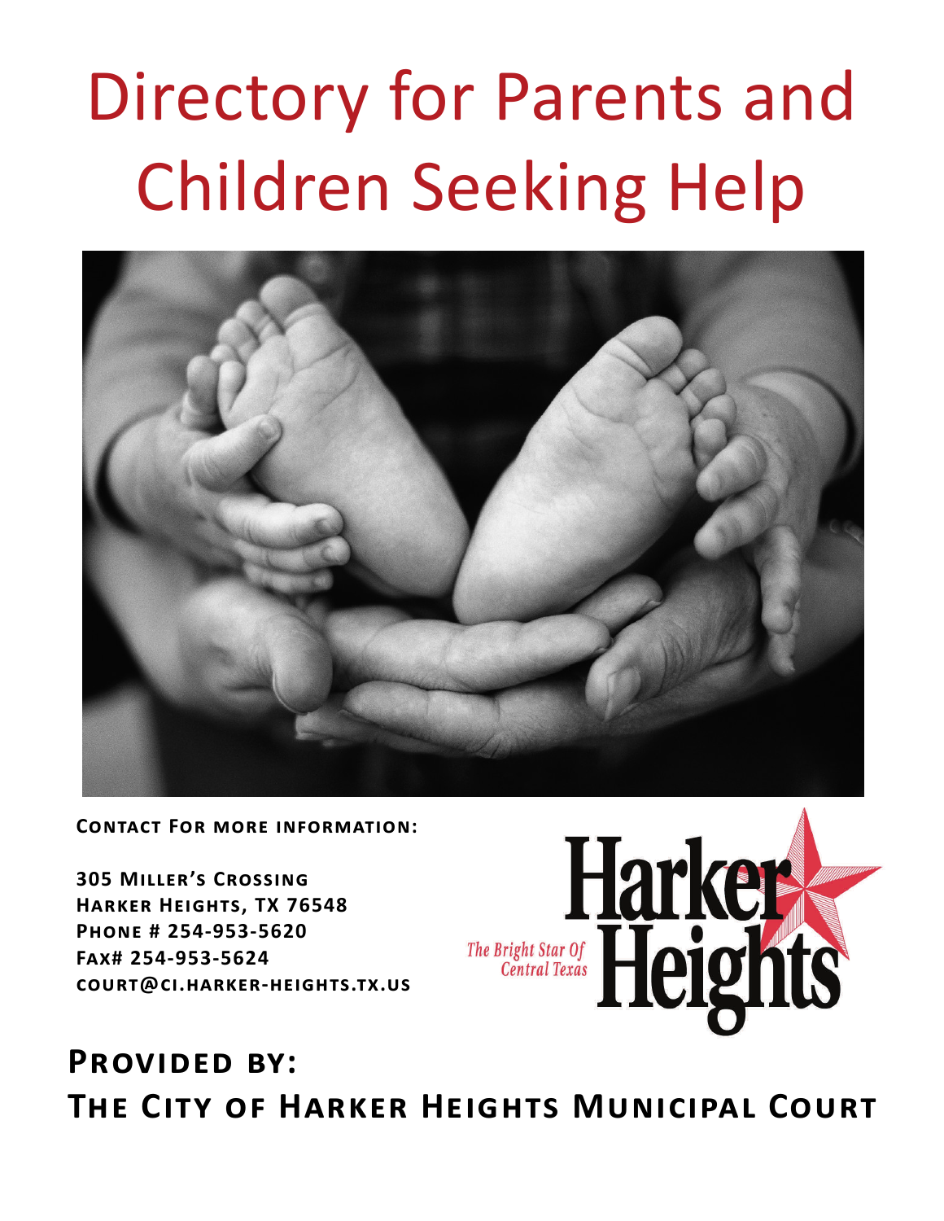# Directory for Parents and Children Seeking Help

**Contact For more information:**

**305 Miller's Crossing**
**Harker Heights, TX 76548**
**Phone # 254-953-5620**
**Fax# 254-953-5624**
**court@ci.harker-heights.tx.us**

Harker Heights
The Bright Star Of Central Texas

## Provided by:

## The City of Harker Heights Municipal Court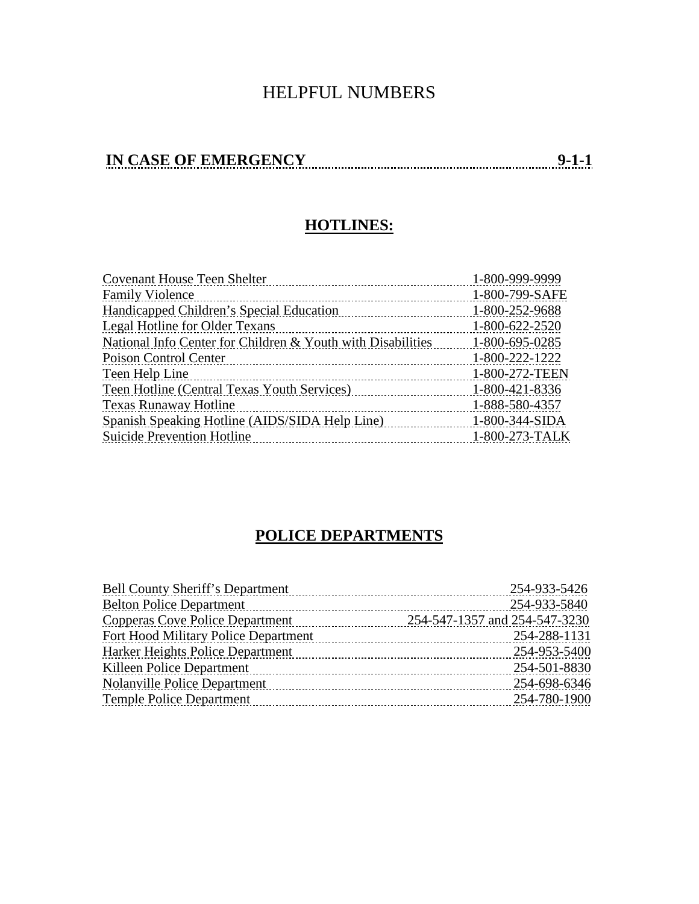# HELPFUL NUMBERS

| | |
|---|---|
| **IN CASE OF EMERGENCY** | **9-1-1** |

## HOTLINES:

| | |
|---|---|
| Covenant House Teen Shelter | 1-800-999-9999 |
| Family Violence | 1-800-799-SAFE |
| Handicapped Children's Special Education | 1-800-252-9688 |
| Legal Hotline for Older Texans | 1-800-622-2520 |
| National Info Center for Children & Youth with Disabilities | 1-800-695-0285 |
| Poison Control Center | 1-800-222-1222 |
| Teen Help Line | 1-800-272-TEEN |
| Teen Hotline (Central Texas Youth Services) | 1-800-421-8336 |
| Texas Runaway Hotline | 1-888-580-4357 |
| Spanish Speaking Hotline (AIDS/SIDA Help Line) | 1-800-344-SIDA |
| Suicide Prevention Hotline | 1-800-273-TALK |

## POLICE DEPARTMENTS

| | |
|---|---|
| Bell County Sheriff's Department | 254-933-5426 |
| Belton Police Department | 254-933-5840 |
| Copperas Cove Police Department | 254-547-1357 and 254-547-3230 |
| Fort Hood Military Police Department | 254-288-1131 |
| Harker Heights Police Department | 254-953-5400 |
| Killeen Police Department | 254-501-8830 |
| Nolanville Police Department | 254-698-6346 |
| Temple Police Department | 254-780-1900 |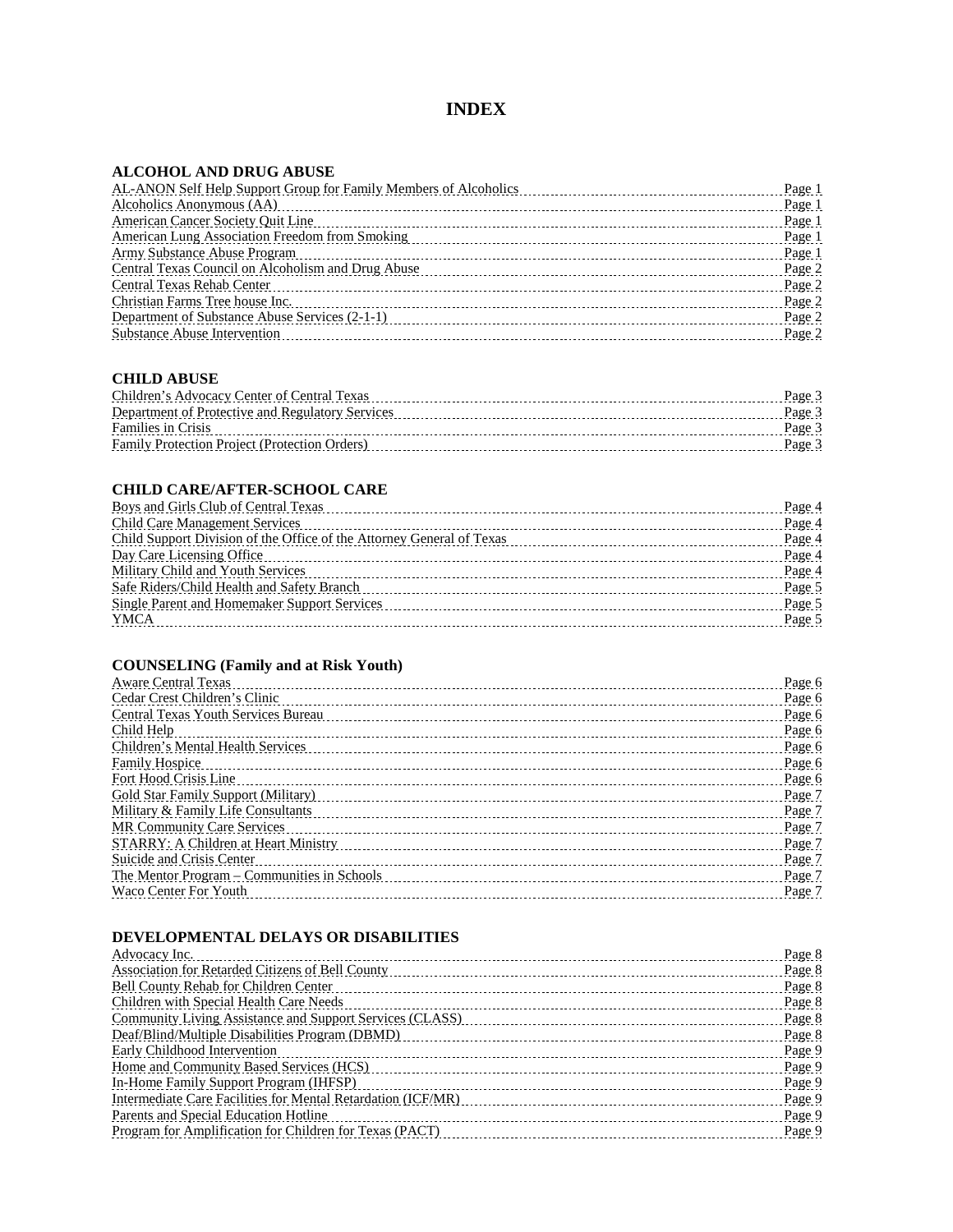# INDEX

## ALCOHOL AND DRUG ABUSE

AL-ANON Self Help Support Group for Family Members of Alcoholics ........ Page 1
Alcoholics Anonymous (AA) ........ Page 1
American Cancer Society Quit Line ........ Page 1
American Lung Association Freedom from Smoking ........ Page 1
Army Substance Abuse Program ........ Page 1
Central Texas Council on Alcoholism and Drug Abuse ........ Page 2
Central Texas Rehab Center ........ Page 2
Christian Farms Tree house Inc. ........ Page 2
Department of Substance Abuse Services (2-1-1) ........ Page 2
Substance Abuse Intervention ........ Page 2

## CHILD ABUSE

Children's Advocacy Center of Central Texas ........ Page 3
Department of Protective and Regulatory Services ........ Page 3
Families in Crisis ........ Page 3
Family Protection Project (Protection Orders) ........ Page 3

## CHILD CARE/AFTER-SCHOOL CARE

Boys and Girls Club of Central Texas ........ Page 4
Child Care Management Services ........ Page 4
Child Support Division of the Office of the Attorney General of Texas ........ Page 4
Day Care Licensing Office ........ Page 4
Military Child and Youth Services ........ Page 4
Safe Riders/Child Health and Safety Branch ........ Page 5
Single Parent and Homemaker Support Services ........ Page 5
YMCA ........ Page 5

## COUNSELING (Family and at Risk Youth)

Aware Central Texas ........ Page 6
Cedar Crest Children's Clinic ........ Page 6
Central Texas Youth Services Bureau ........ Page 6
Child Help ........ Page 6
Children's Mental Health Services ........ Page 6
Family Hospice ........ Page 6
Fort Hood Crisis Line ........ Page 6
Gold Star Family Support (Military) ........ Page 7
Military & Family Life Consultants ........ Page 7
MR Community Care Services ........ Page 7
STARRY: A Children at Heart Ministry ........ Page 7
Suicide and Crisis Center ........ Page 7
The Mentor Program – Communities in Schools ........ Page 7
Waco Center For Youth ........ Page 7

## DEVELOPMENTAL DELAYS OR DISABILITIES

Advocacy Inc. ........ Page 8
Association for Retarded Citizens of Bell County ........ Page 8
Bell County Rehab for Children Center ........ Page 8
Children with Special Health Care Needs ........ Page 8
Community Living Assistance and Support Services (CLASS) ........ Page 8
Deaf/Blind/Multiple Disabilities Program (DBMD) ........ Page 8
Early Childhood Intervention ........ Page 9
Home and Community Based Services (HCS) ........ Page 9
In-Home Family Support Program (IHFSP) ........ Page 9
Intermediate Care Facilities for Mental Retardation (ICF/MR) ........ Page 9
Parents and Special Education Hotline ........ Page 9
Program for Amplification for Children for Texas (PACT) ........ Page 9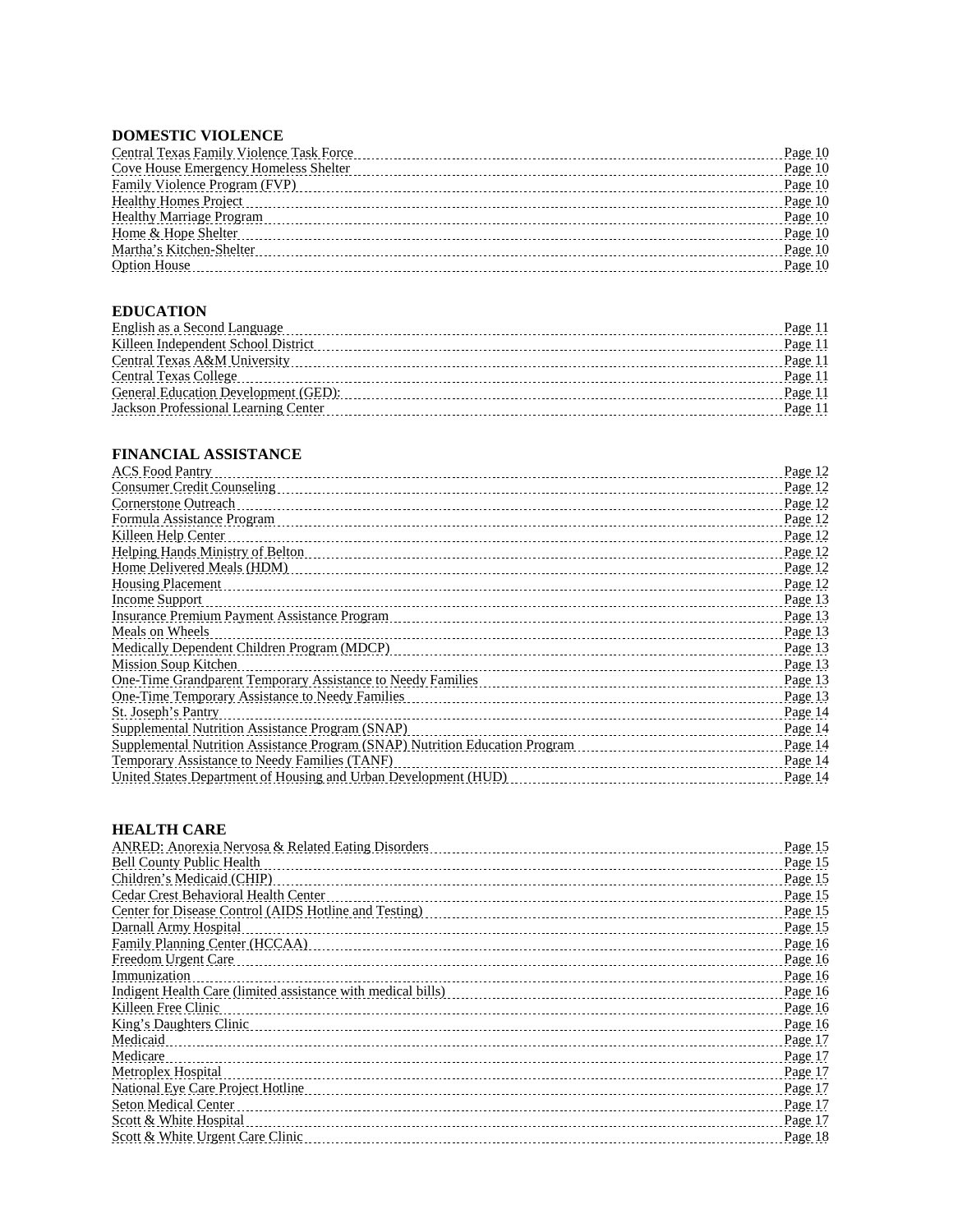## DOMESTIC VIOLENCE

Central Texas Family Violence Task Force ........ Page 10
Cove House Emergency Homeless Shelter ........ Page 10
Family Violence Program (FVP) ........ Page 10
Healthy Homes Project ........ Page 10
Healthy Marriage Program ........ Page 10
Home & Hope Shelter ........ Page 10
Martha's Kitchen-Shelter ........ Page 10
Option House ........ Page 10

## EDUCATION

English as a Second Language ........ Page 11
Killeen Independent School District ........ Page 11
Central Texas A&M University ........ Page 11
Central Texas College ........ Page 11
General Education Development (GED): ........ Page 11
Jackson Professional Learning Center ........ Page 11

## FINANCIAL ASSISTANCE

ACS Food Pantry ........ Page 12
Consumer Credit Counseling ........ Page 12
Cornerstone Outreach ........ Page 12
Formula Assistance Program ........ Page 12
Killeen Help Center ........ Page 12
Helping Hands Ministry of Belton ........ Page 12
Home Delivered Meals (HDM) ........ Page 12
Housing Placement ........ Page 12
Income Support ........ Page 13
Insurance Premium Payment Assistance Program ........ Page 13
Meals on Wheels ........ Page 13
Medically Dependent Children Program (MDCP) ........ Page 13
Mission Soup Kitchen ........ Page 13
One-Time Grandparent Temporary Assistance to Needy Families ........ Page 13
One-Time Temporary Assistance to Needy Families ........ Page 13
St. Joseph's Pantry ........ Page 14
Supplemental Nutrition Assistance Program (SNAP) ........ Page 14
Supplemental Nutrition Assistance Program (SNAP) Nutrition Education Program ........ Page 14
Temporary Assistance to Needy Families (TANF) ........ Page 14
United States Department of Housing and Urban Development (HUD) ........ Page 14

## HEALTH CARE

ANRED: Anorexia Nervosa & Related Eating Disorders ........ Page 15
Bell County Public Health ........ Page 15
Children's Medicaid (CHIP) ........ Page 15
Cedar Crest Behavioral Health Center ........ Page 15
Center for Disease Control (AIDS Hotline and Testing) ........ Page 15
Darnall Army Hospital ........ Page 15
Family Planning Center (HCCAA) ........ Page 16
Freedom Urgent Care ........ Page 16
Immunization ........ Page 16
Indigent Health Care (limited assistance with medical bills) ........ Page 16
Killeen Free Clinic ........ Page 16
King's Daughters Clinic ........ Page 16
Medicaid ........ Page 17
Medicare ........ Page 17
Metroplex Hospital ........ Page 17
National Eye Care Project Hotline ........ Page 17
Seton Medical Center ........ Page 17
Scott & White Hospital ........ Page 17
Scott & White Urgent Care Clinic ........ Page 18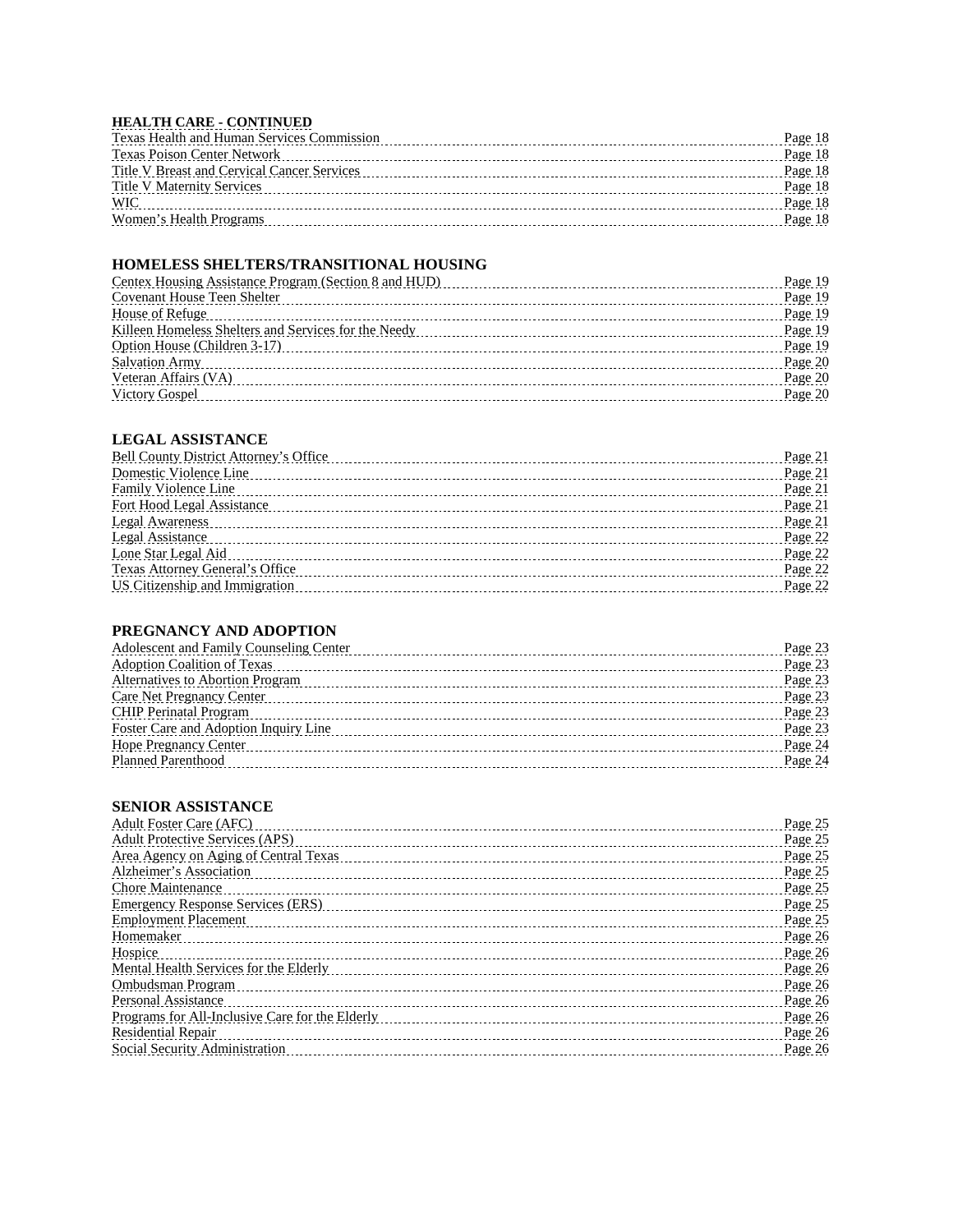**HEALTH CARE - CONTINUED**

Texas Health and Human Services Commission ........ Page 18
Texas Poison Center Network ........ Page 18
Title V Breast and Cervical Cancer Services ........ Page 18
Title V Maternity Services ........ Page 18
WIC ........ Page 18
Women's Health Programs ........ Page 18

## HOMELESS SHELTERS/TRANSITIONAL HOUSING

Centex Housing Assistance Program (Section 8 and HUD) ........ Page 19
Covenant House Teen Shelter ........ Page 19
House of Refuge ........ Page 19
Killeen Homeless Shelters and Services for the Needy ........ Page 19
Option House (Children 3-17) ........ Page 19
Salvation Army ........ Page 20
Veteran Affairs (VA) ........ Page 20
Victory Gospel ........ Page 20

## LEGAL ASSISTANCE

Bell County District Attorney's Office ........ Page 21
Domestic Violence Line ........ Page 21
Family Violence Line ........ Page 21
Fort Hood Legal Assistance ........ Page 21
Legal Awareness ........ Page 21
Legal Assistance ........ Page 22
Lone Star Legal Aid ........ Page 22
Texas Attorney General's Office ........ Page 22
US Citizenship and Immigration ........ Page 22

## PREGNANCY AND ADOPTION

Adolescent and Family Counseling Center ........ Page 23
Adoption Coalition of Texas ........ Page 23
Alternatives to Abortion Program ........ Page 23
Care Net Pregnancy Center ........ Page 23
CHIP Perinatal Program ........ Page 23
Foster Care and Adoption Inquiry Line ........ Page 23
Hope Pregnancy Center ........ Page 24
Planned Parenthood ........ Page 24

## SENIOR ASSISTANCE

Adult Foster Care (AFC) ........ Page 25
Adult Protective Services (APS) ........ Page 25
Area Agency on Aging of Central Texas ........ Page 25
Alzheimer's Association ........ Page 25
Chore Maintenance ........ Page 25
Emergency Response Services (ERS) ........ Page 25
Employment Placement ........ Page 25
Homemaker ........ Page 26
Hospice ........ Page 26
Mental Health Services for the Elderly ........ Page 26
Ombudsman Program ........ Page 26
Personal Assistance ........ Page 26
Programs for All-Inclusive Care for the Elderly ........ Page 26
Residential Repair ........ Page 26
Social Security Administration ........ Page 26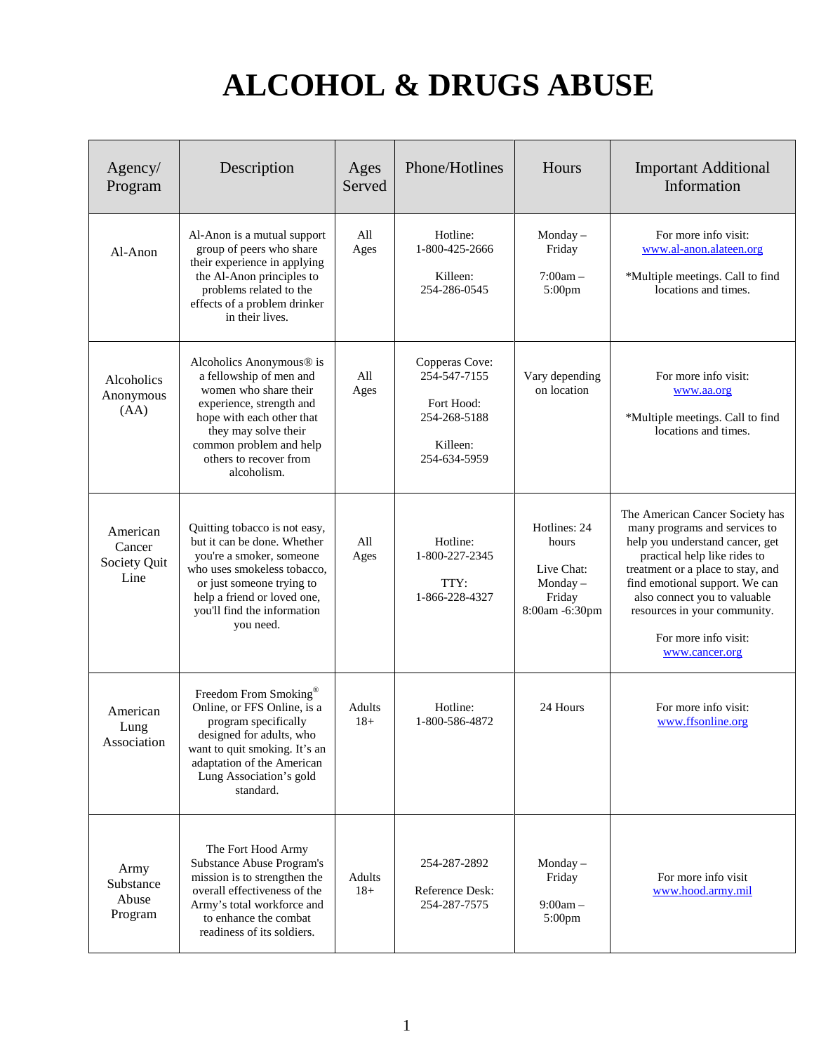# ALCOHOL & DRUGS ABUSE

| Agency/ Program | Description | Ages Served | Phone/Hotlines | Hours | Important Additional Information |
|---|---|---|---|---|---|
| Al-Anon | Al-Anon is a mutual support group of peers who share their experience in applying the Al-Anon principles to problems related to the effects of a problem drinker in their lives. | All Ages | Hotline: 1-800-425-2666<br><br>Killeen: 254-286-0545 | Monday – Friday<br><br>7:00am – 5:00pm | For more info visit: www.al-anon.alateen.org<br><br>*Multiple meetings. Call to find locations and times. |
| Alcoholics Anonymous (AA) | Alcoholics Anonymous® is a fellowship of men and women who share their experience, strength and hope with each other that they may solve their common problem and help others to recover from alcoholism. | All Ages | Copperas Cove: 254-547-7155<br><br>Fort Hood: 254-268-5188<br><br>Killeen: 254-634-5959 | Vary depending on location | For more info visit: www.aa.org<br><br>*Multiple meetings. Call to find locations and times. |
| American Cancer Society Quit Line | Quitting tobacco is not easy, but it can be done. Whether you're a smoker, someone who uses smokeless tobacco, or just someone trying to help a friend or loved one, you'll find the information you need. | All Ages | Hotline: 1-800-227-2345<br><br>TTY: 1-866-228-4327 | Hotlines: 24 hours<br><br>Live Chat: Monday – Friday 8:00am -6:30pm | The American Cancer Society has many programs and services to help you understand cancer, get practical help like rides to treatment or a place to stay, and find emotional support. We can also connect you to valuable resources in your community.<br><br>For more info visit: www.cancer.org |
| American Lung Association | Freedom From Smoking® Online, or FFS Online, is a program specifically designed for adults, who want to quit smoking. It's an adaptation of the American Lung Association's gold standard. | Adults 18+ | Hotline: 1-800-586-4872 | 24 Hours | For more info visit: www.ffsonline.org |
| Army Substance Abuse Program | The Fort Hood Army Substance Abuse Program's mission is to strengthen the overall effectiveness of the Army's total workforce and to enhance the combat readiness of its soldiers. | Adults 18+ | 254-287-2892<br><br>Reference Desk: 254-287-7575 | Monday – Friday<br><br>9:00am – 5:00pm | For more info visit www.hood.army.mil |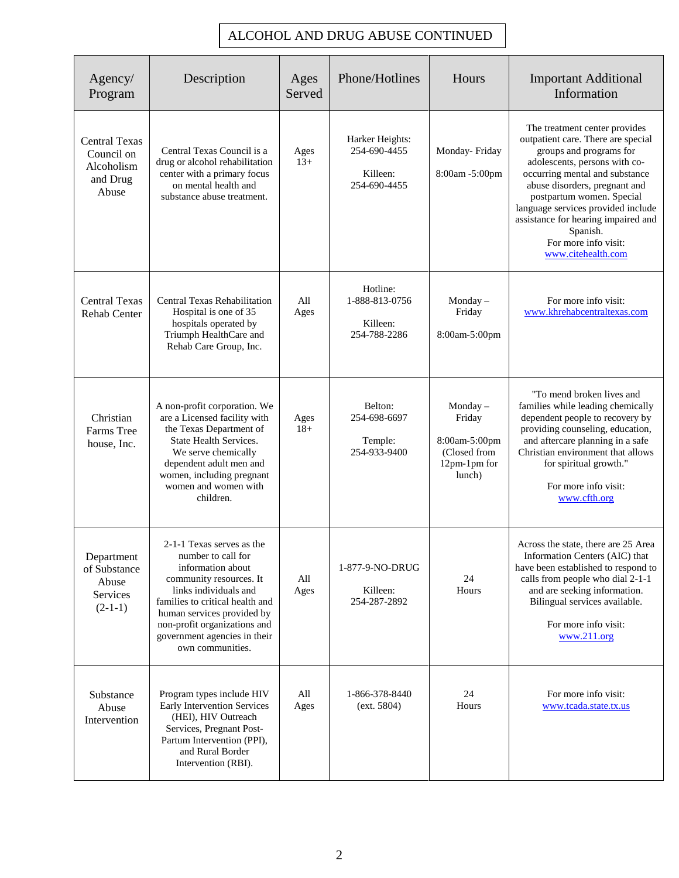# ALCOHOL AND DRUG ABUSE CONTINUED

| Agency/ Program | Description | Ages Served | Phone/Hotlines | Hours | Important Additional Information |
|---|---|---|---|---|---|
| Central Texas Council on Alcoholism and Drug Abuse | Central Texas Council is a drug or alcohol rehabilitation center with a primary focus on mental health and substance abuse treatment. | Ages 13+ | Harker Heights: 254-690-4455<br><br>Killeen: 254-690-4455 | Monday- Friday<br><br>8:00am -5:00pm | The treatment center provides outpatient care. There are special groups and programs for adolescents, persons with co-occurring mental and substance abuse disorders, pregnant and postpartum women. Special language services provided include assistance for hearing impaired and Spanish.<br>For more info visit: www.citehealth.com |
| Central Texas Rehab Center | Central Texas Rehabilitation Hospital is one of 35 hospitals operated by Triumph HealthCare and Rehab Care Group, Inc. | All Ages | Hotline: 1-888-813-0756<br><br>Killeen: 254-788-2286 | Monday – Friday<br><br>8:00am-5:00pm | For more info visit: www.khrehabcentraltexas.com |
| Christian Farms Tree house, Inc. | A non-profit corporation. We are a Licensed facility with the Texas Department of State Health Services. We serve chemically dependent adult men and women, including pregnant women and women with children. | Ages 18+ | Belton: 254-698-6697<br><br>Temple: 254-933-9400 | Monday – Friday<br><br>8:00am-5:00pm (Closed from 12pm-1pm for lunch) | "To mend broken lives and families while leading chemically dependent people to recovery by providing counseling, education, and aftercare planning in a safe Christian environment that allows for spiritual growth."<br><br>For more info visit: www.cfth.org |
| Department of Substance Abuse Services (2-1-1) | 2-1-1 Texas serves as the number to call for information about community resources. It links individuals and families to critical health and human services provided by non-profit organizations and government agencies in their own communities. | All Ages | 1-877-9-NO-DRUG<br><br>Killeen: 254-287-2892 | 24 Hours | Across the state, there are 25 Area Information Centers (AIC) that have been established to respond to calls from people who dial 2-1-1 and are seeking information. Bilingual services available.<br><br>For more info visit: www.211.org |
| Substance Abuse Intervention | Program types include HIV Early Intervention Services (HEI), HIV Outreach Services, Pregnant Post-Partum Intervention (PPI), and Rural Border Intervention (RBI). | All Ages | 1-866-378-8440 (ext. 5804) | 24 Hours | For more info visit: www.tcada.state.tx.us |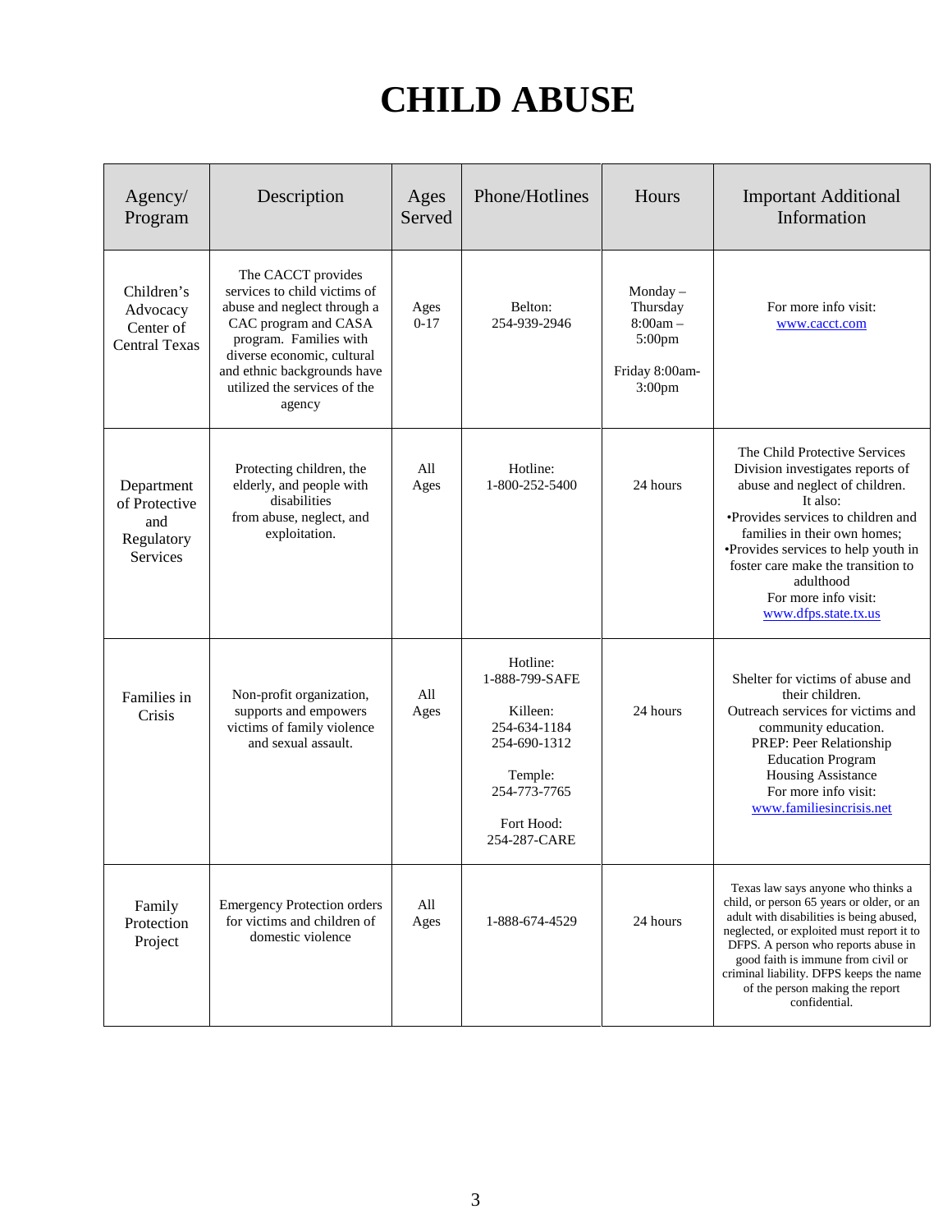# CHILD ABUSE

| Agency/ Program | Description | Ages Served | Phone/Hotlines | Hours | Important Additional Information |
|---|---|---|---|---|---|
| Children's Advocacy Center of Central Texas | The CACCT provides services to child victims of abuse and neglect through a CAC program and CASA program. Families with diverse economic, cultural and ethnic backgrounds have utilized the services of the agency | Ages 0-17 | Belton: 254-939-2946 | Monday – Thursday 8:00am – 5:00pm<br><br>Friday 8:00am-3:00pm | For more info visit: www.cacct.com |
| Department of Protective and Regulatory Services | Protecting children, the elderly, and people with disabilities from abuse, neglect, and exploitation. | All Ages | Hotline: 1-800-252-5400 | 24 hours | The Child Protective Services Division investigates reports of abuse and neglect of children. It also:<br>•Provides services to children and families in their own homes;<br>•Provides services to help youth in foster care make the transition to adulthood<br>For more info visit: www.dfps.state.tx.us |
| Families in Crisis | Non-profit organization, supports and empowers victims of family violence and sexual assault. | All Ages | Hotline: 1-888-799-SAFE<br><br>Killeen: 254-634-1184 254-690-1312<br><br>Temple: 254-773-7765<br><br>Fort Hood: 254-287-CARE | 24 hours | Shelter for victims of abuse and their children.<br>Outreach services for victims and community education.<br>PREP: Peer Relationship Education Program<br>Housing Assistance<br>For more info visit: www.familiesincrisis.net |
| Family Protection Project | Emergency Protection orders for victims and children of domestic violence | All Ages | 1-888-674-4529 | 24 hours | Texas law says anyone who thinks a child, or person 65 years or older, or an adult with disabilities is being abused, neglected, or exploited must report it to DFPS. A person who reports abuse in good faith is immune from civil or criminal liability. DFPS keeps the name of the person making the report confidential. |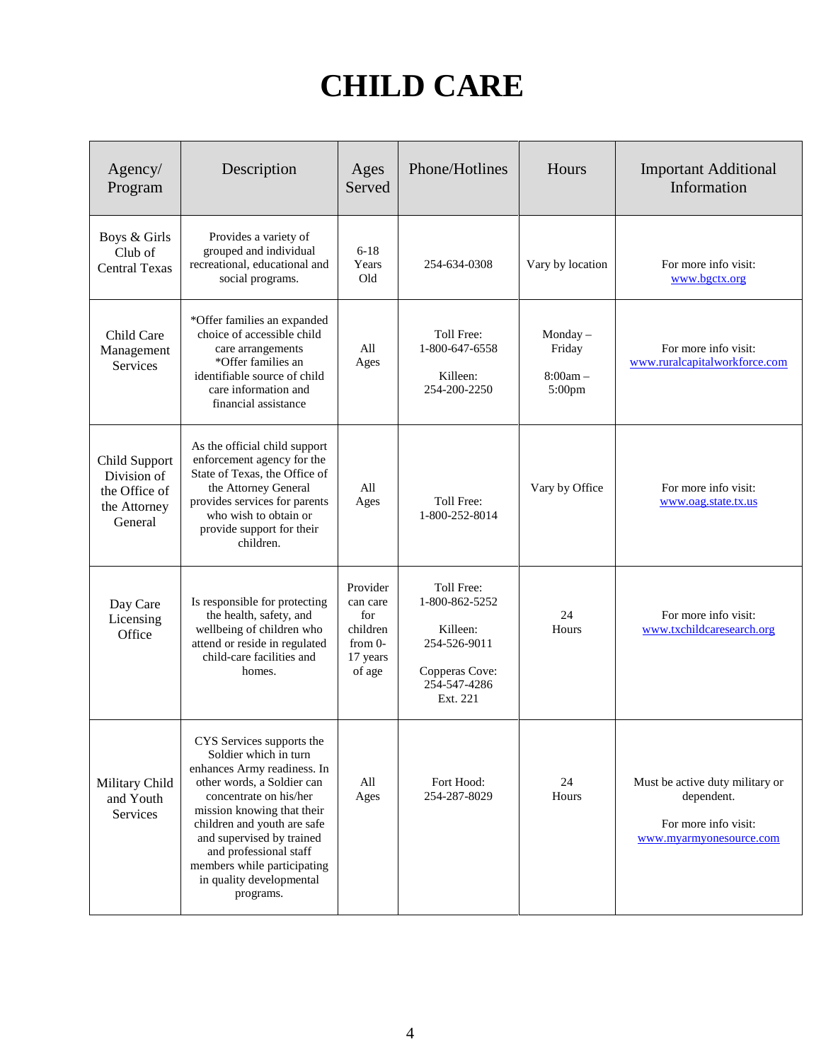# CHILD CARE

| Agency/ Program | Description | Ages Served | Phone/Hotlines | Hours | Important Additional Information |
|---|---|---|---|---|---|
| Boys & Girls Club of Central Texas | Provides a variety of grouped and individual recreational, educational and social programs. | 6-18 Years Old | 254-634-0308 | Vary by location | For more info visit: www.bgctx.org |
| Child Care Management Services | *Offer families an expanded choice of accessible child care arrangements *Offer families an identifiable source of child care information and financial assistance | All Ages | Toll Free: 1-800-647-6558<br><br>Killeen: 254-200-2250 | Monday – Friday<br><br>8:00am – 5:00pm | For more info visit: www.ruralcapitalworkforce.com |
| Child Support Division of the Office of the Attorney General | As the official child support enforcement agency for the State of Texas, the Office of the Attorney General provides services for parents who wish to obtain or provide support for their children. | All Ages | Toll Free: 1-800-252-8014 | Vary by Office | For more info visit: www.oag.state.tx.us |
| Day Care Licensing Office | Is responsible for protecting the health, safety, and wellbeing of children who attend or reside in regulated child-care facilities and homes. | Provider can care for children from 0-17 years of age | Toll Free: 1-800-862-5252<br><br>Killeen: 254-526-9011<br><br>Copperas Cove: 254-547-4286 Ext. 221 | 24 Hours | For more info visit: www.txchildcaresearch.org |
| Military Child and Youth Services | CYS Services supports the Soldier which in turn enhances Army readiness. In other words, a Soldier can concentrate on his/her mission knowing that their children and youth are safe and supervised by trained and professional staff members while participating in quality developmental programs. | All Ages | Fort Hood: 254-287-8029 | 24 Hours | Must be active duty military or dependent.<br><br>For more info visit: www.myarmyonesource.com |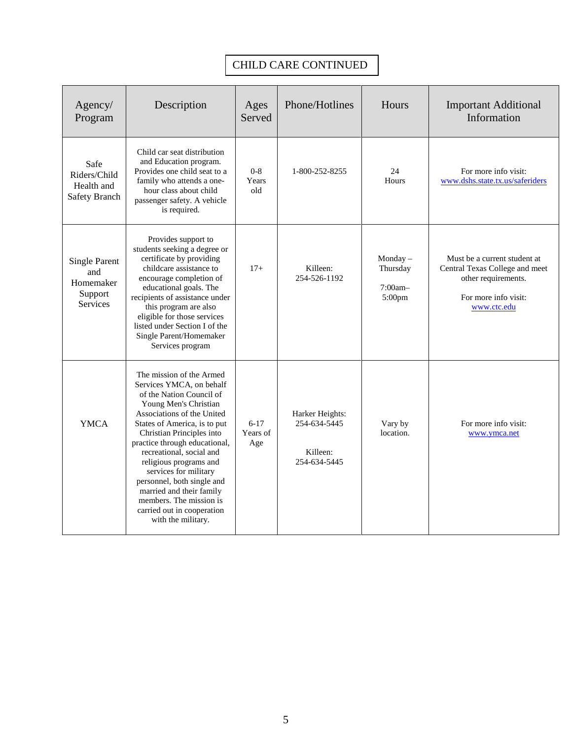# CHILD CARE CONTINUED

| Agency/ Program | Description | Ages Served | Phone/Hotlines | Hours | Important Additional Information |
|---|---|---|---|---|---|
| Safe Riders/Child Health and Safety Branch | Child car seat distribution and Education program. Provides one child seat to a family who attends a one-hour class about child passenger safety. A vehicle is required. | 0-8 Years old | 1-800-252-8255 | 24 Hours | For more info visit: www.dshs.state.tx.us/saferiders |
| Single Parent and Homemaker Support Services | Provides support to students seeking a degree or certificate by providing childcare assistance to encourage completion of educational goals. The recipients of assistance under this program are also eligible for those services listed under Section I of the Single Parent/Homemaker Services program | 17+ | Killeen: 254-526-1192 | Monday – Thursday 7:00am– 5:00pm | Must be a current student at Central Texas College and meet other requirements. For more info visit: www.ctc.edu |
| YMCA | The mission of the Armed Services YMCA, on behalf of the Nation Council of Young Men's Christian Associations of the United States of America, is to put Christian Principles into practice through educational, recreational, social and religious programs and services for military personnel, both single and married and their family members. The mission is carried out in cooperation with the military. | 6-17 Years of Age | Harker Heights: 254-634-5445 Killeen: 254-634-5445 | Vary by location. | For more info visit: www.ymca.net |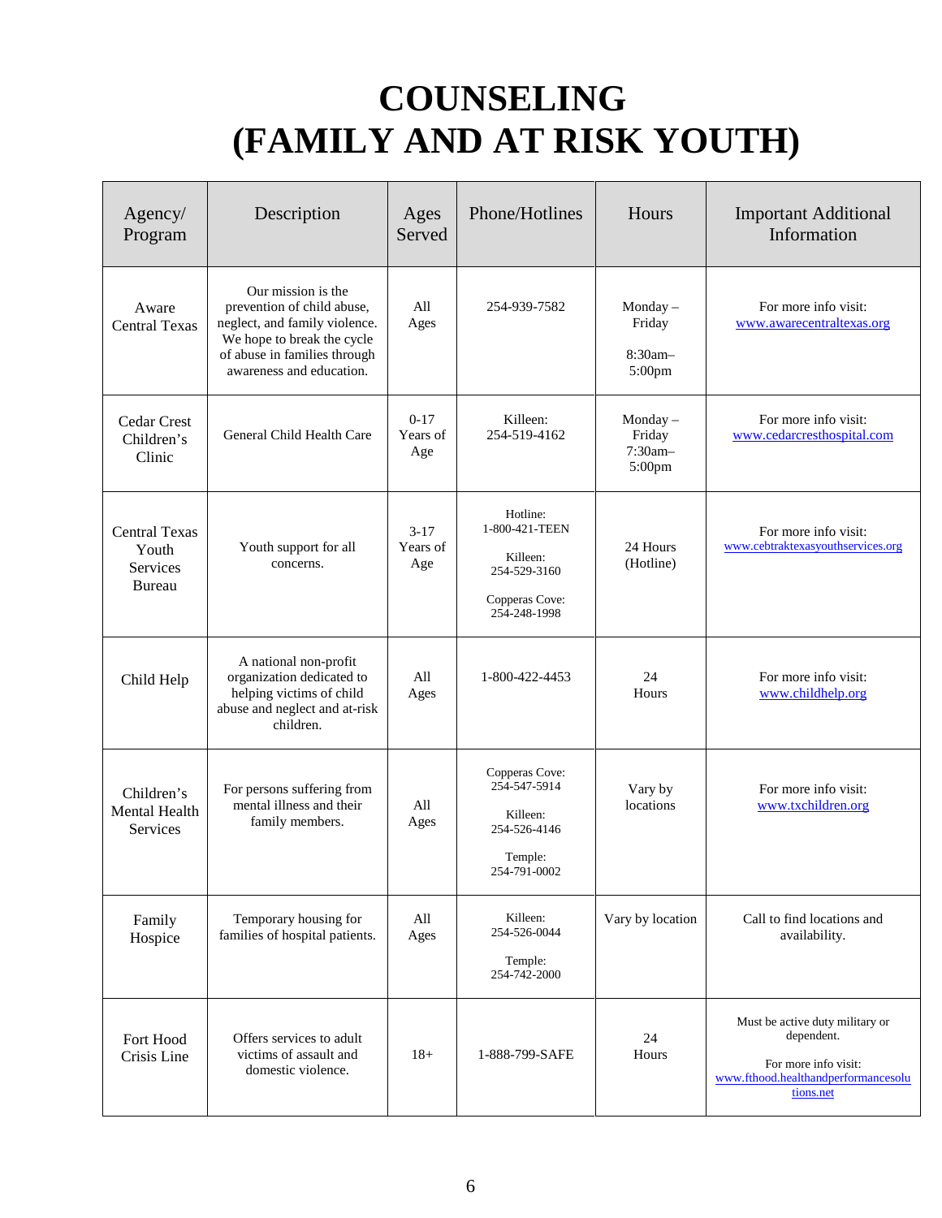# COUNSELING (FAMILY AND AT RISK YOUTH)

| Agency/ Program | Description | Ages Served | Phone/Hotlines | Hours | Important Additional Information |
|---|---|---|---|---|---|
| Aware Central Texas | Our mission is the prevention of child abuse, neglect, and family violence. We hope to break the cycle of abuse in families through awareness and education. | All Ages | 254-939-7582 | Monday – Friday 8:30am– 5:00pm | For more info visit: www.awarecentraltexas.org |
| Cedar Crest Children's Clinic | General Child Health Care | 0-17 Years of Age | Killeen: 254-519-4162 | Monday – Friday 7:30am– 5:00pm | For more info visit: www.cedarcresthospital.com |
| Central Texas Youth Services Bureau | Youth support for all concerns. | 3-17 Years of Age | Hotline: 1-800-421-TEEN<br>Killeen: 254-529-3160<br>Copperas Cove: 254-248-1998 | 24 Hours (Hotline) | For more info visit: www.cebtraktexasyouthservices.org |
| Child Help | A national non-profit organization dedicated to helping victims of child abuse and neglect and at-risk children. | All Ages | 1-800-422-4453 | 24 Hours | For more info visit: www.childhelp.org |
| Children's Mental Health Services | For persons suffering from mental illness and their family members. | All Ages | Copperas Cove: 254-547-5914<br>Killeen: 254-526-4146<br>Temple: 254-791-0002 | Vary by locations | For more info visit: www.txchildren.org |
| Family Hospice | Temporary housing for families of hospital patients. | All Ages | Killeen: 254-526-0044<br>Temple: 254-742-2000 | Vary by location | Call to find locations and availability. |
| Fort Hood Crisis Line | Offers services to adult victims of assault and domestic violence. | 18+ | 1-888-799-SAFE | 24 Hours | Must be active duty military or dependent.<br>For more info visit: www.fthood.healthandperformancesolutions.net |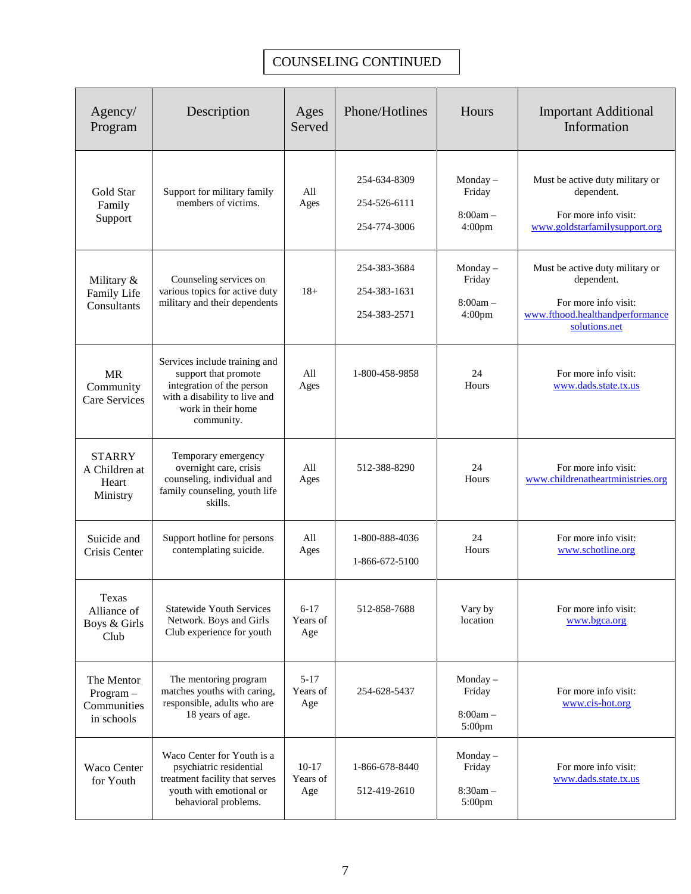# COUNSELING CONTINUED

| Agency/ Program | Description | Ages Served | Phone/Hotlines | Hours | Important Additional Information |
|---|---|---|---|---|---|
| Gold Star Family Support | Support for military family members of victims. | All Ages | 254-634-8309<br>254-526-6111<br>254-774-3006 | Monday – Friday<br>8:00am – 4:00pm | Must be active duty military or dependent.<br>For more info visit: www.goldstarfamilysupport.org |
| Military & Family Life Consultants | Counseling services on various topics for active duty military and their dependents | 18+ | 254-383-3684<br>254-383-1631<br>254-383-2571 | Monday – Friday<br>8:00am – 4:00pm | Must be active duty military or dependent.<br>For more info visit: www.fthood.healthandperformancesolutions.net |
| MR Community Care Services | Services include training and support that promote integration of the person with a disability to live and work in their home community. | All Ages | 1-800-458-9858 | 24 Hours | For more info visit: www.dads.state.tx.us |
| STARRY A Children at Heart Ministry | Temporary emergency overnight care, crisis counseling, individual and family counseling, youth life skills. | All Ages | 512-388-8290 | 24 Hours | For more info visit: www.childrenatheartministries.org |
| Suicide and Crisis Center | Support hotline for persons contemplating suicide. | All Ages | 1-800-888-4036<br>1-866-672-5100 | 24 Hours | For more info visit: www.schotline.org |
| Texas Alliance of Boys & Girls Club | Statewide Youth Services Network. Boys and Girls Club experience for youth | 6-17 Years of Age | 512-858-7688 | Vary by location | For more info visit: www.bgca.org |
| The Mentor Program – Communities in schools | The mentoring program matches youths with caring, responsible, adults who are 18 years of age. | 5-17 Years of Age | 254-628-5437 | Monday – Friday<br>8:00am – 5:00pm | For more info visit: www.cis-hot.org |
| Waco Center for Youth | Waco Center for Youth is a psychiatric residential treatment facility that serves youth with emotional or behavioral problems. | 10-17 Years of Age | 1-866-678-8440<br>512-419-2610 | Monday – Friday<br>8:30am – 5:00pm | For more info visit: www.dads.state.tx.us |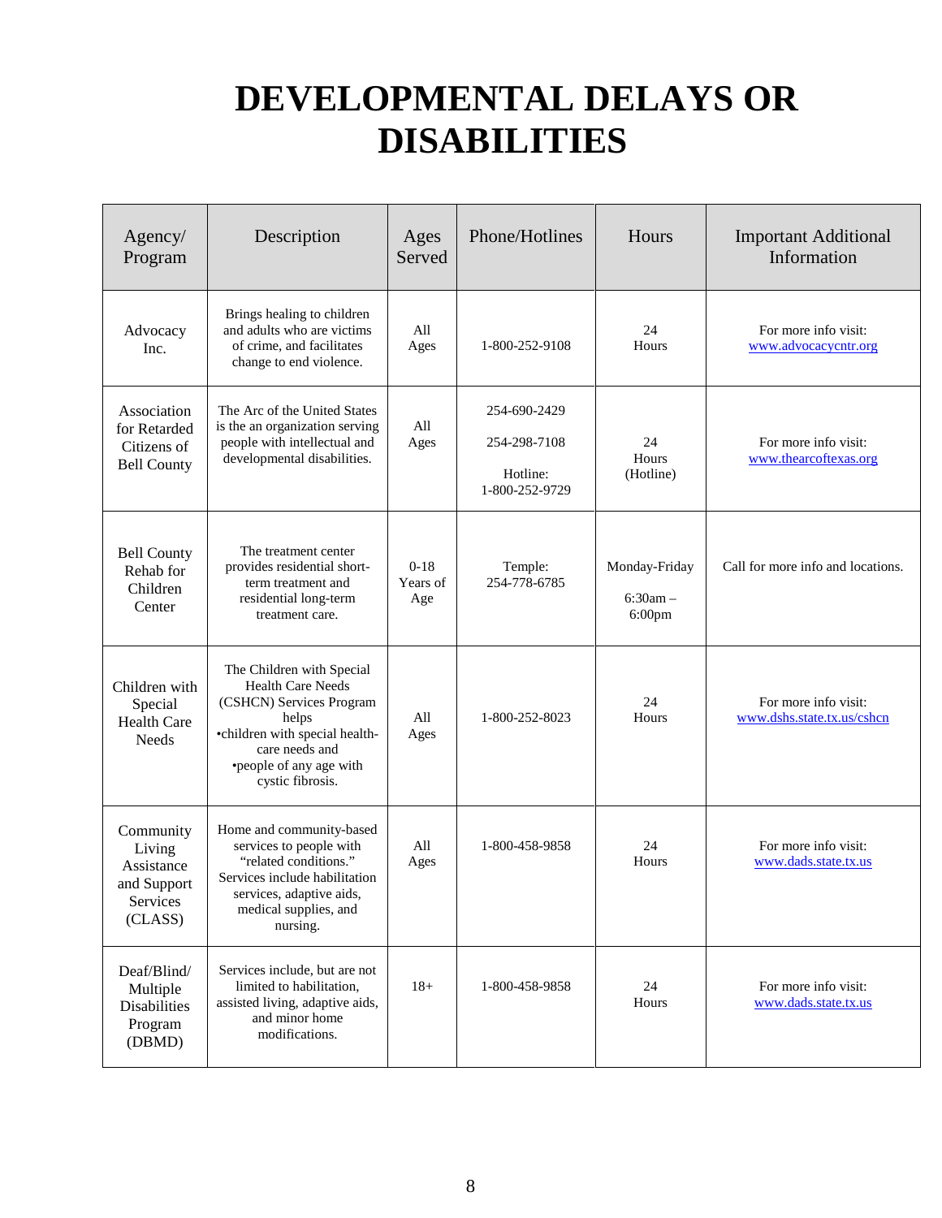# DEVELOPMENTAL DELAYS OR DISABILITIES

| Agency/ Program | Description | Ages Served | Phone/Hotlines | Hours | Important Additional Information |
|---|---|---|---|---|---|
| Advocacy Inc. | Brings healing to children and adults who are victims of crime, and facilitates change to end violence. | All Ages | 1-800-252-9108 | 24 Hours | For more info visit: www.advocacycntr.org |
| Association for Retarded Citizens of Bell County | The Arc of the United States is the an organization serving people with intellectual and developmental disabilities. | All Ages | 254-690-2429<br>254-298-7108<br>Hotline: 1-800-252-9729 | 24 Hours (Hotline) | For more info visit: www.thearcoftexas.org |
| Bell County Rehab for Children Center | The treatment center provides residential short-term treatment and residential long-term treatment care. | 0-18 Years of Age | Temple: 254-778-6785 | Monday-Friday<br>6:30am – 6:00pm | Call for more info and locations. |
| Children with Special Health Care Needs | The Children with Special Health Care Needs (CSHCN) Services Program helps<br>•children with special health-care needs and<br>•people of any age with cystic fibrosis. | All Ages | 1-800-252-8023 | 24 Hours | For more info visit: www.dshs.state.tx.us/cshcn |
| Community Living Assistance and Support Services (CLASS) | Home and community-based services to people with "related conditions." Services include habilitation services, adaptive aids, medical supplies, and nursing. | All Ages | 1-800-458-9858 | 24 Hours | For more info visit: www.dads.state.tx.us |
| Deaf/Blind/ Multiple Disabilities Program (DBMD) | Services include, but are not limited to habilitation, assisted living, adaptive aids, and minor home modifications. | 18+ | 1-800-458-9858 | 24 Hours | For more info visit: www.dads.state.tx.us |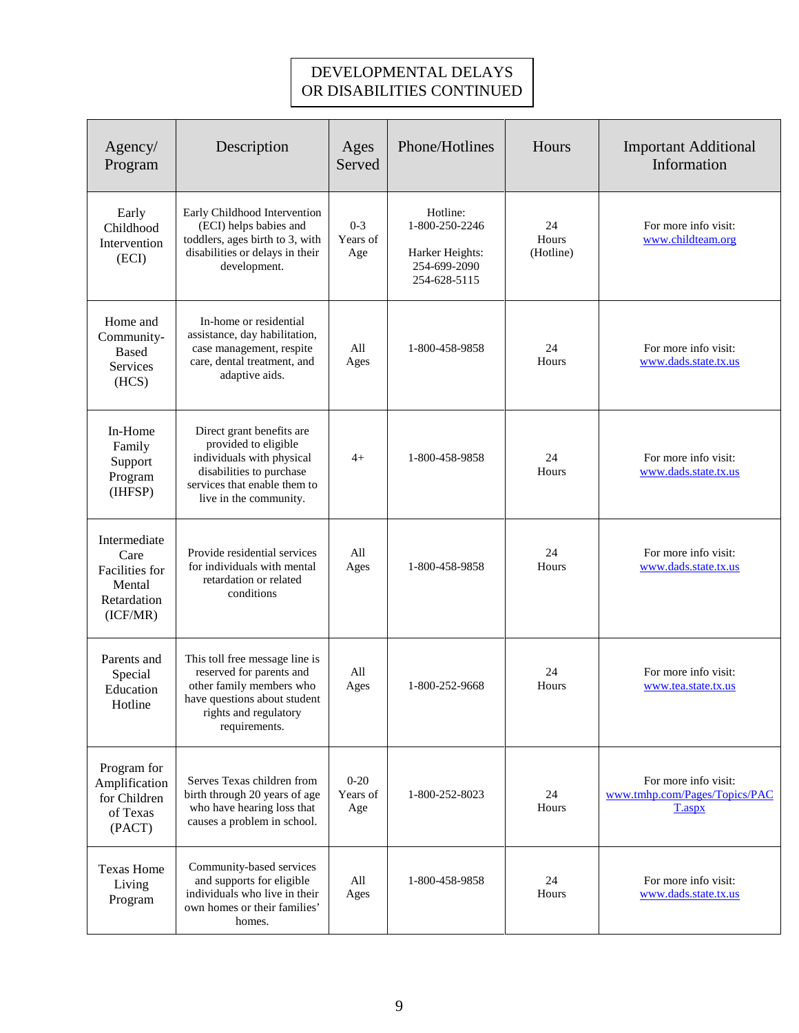# DEVELOPMENTAL DELAYS OR DISABILITIES CONTINUED

| Agency/ Program | Description | Ages Served | Phone/Hotlines | Hours | Important Additional Information |
|---|---|---|---|---|---|
| Early Childhood Intervention (ECI) | Early Childhood Intervention (ECI) helps babies and toddlers, ages birth to 3, with disabilities or delays in their development. | 0-3 Years of Age | Hotline: 1-800-250-2246<br><br>Harker Heights: 254-699-2090 254-628-5115 | 24 Hours (Hotline) | For more info visit: www.childteam.org |
| Home and Community-Based Services (HCS) | In-home or residential assistance, day habilitation, case management, respite care, dental treatment, and adaptive aids. | All Ages | 1-800-458-9858 | 24 Hours | For more info visit: www.dads.state.tx.us |
| In-Home Family Support Program (IHFSP) | Direct grant benefits are provided to eligible individuals with physical disabilities to purchase services that enable them to live in the community. | 4+ | 1-800-458-9858 | 24 Hours | For more info visit: www.dads.state.tx.us |
| Intermediate Care Facilities for Mental Retardation (ICF/MR) | Provide residential services for individuals with mental retardation or related conditions | All Ages | 1-800-458-9858 | 24 Hours | For more info visit: www.dads.state.tx.us |
| Parents and Special Education Hotline | This toll free message line is reserved for parents and other family members who have questions about student rights and regulatory requirements. | All Ages | 1-800-252-9668 | 24 Hours | For more info visit: www.tea.state.tx.us |
| Program for Amplification for Children of Texas (PACT) | Serves Texas children from birth through 20 years of age who have hearing loss that causes a problem in school. | 0-20 Years of Age | 1-800-252-8023 | 24 Hours | For more info visit: www.tmhp.com/Pages/Topics/PACT.aspx |
| Texas Home Living Program | Community-based services and supports for eligible individuals who live in their own homes or their families' homes. | All Ages | 1-800-458-9858 | 24 Hours | For more info visit: www.dads.state.tx.us |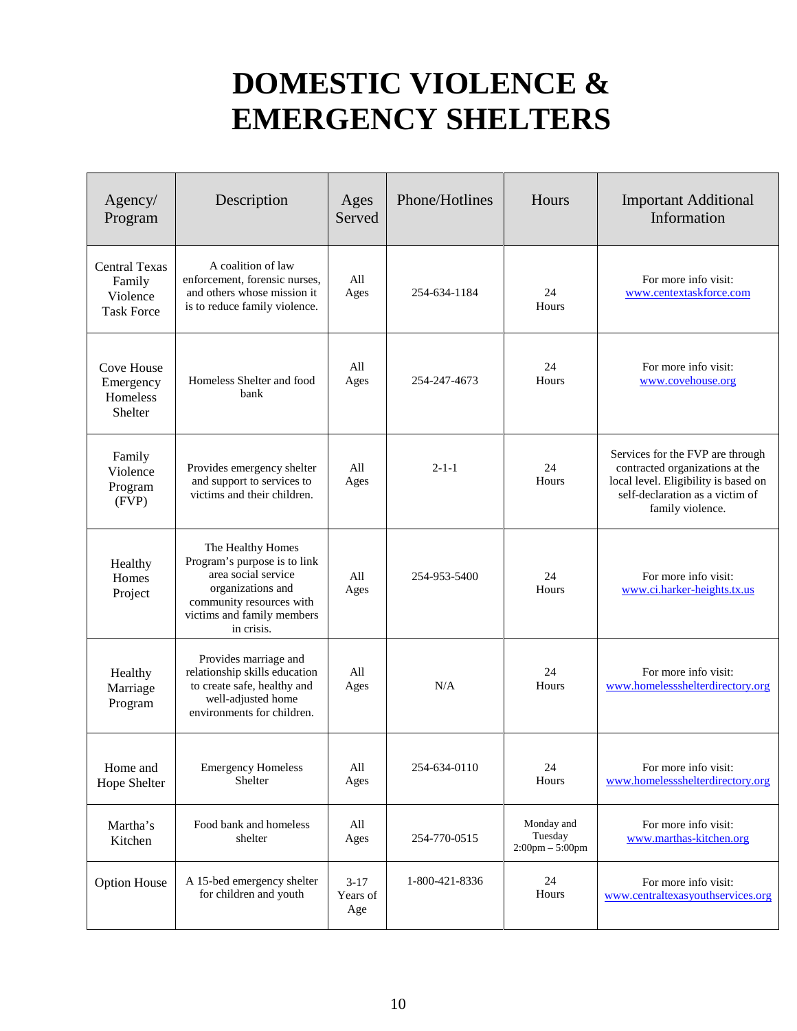# DOMESTIC VIOLENCE & EMERGENCY SHELTERS

| Agency/ Program | Description | Ages Served | Phone/Hotlines | Hours | Important Additional Information |
|---|---|---|---|---|---|
| Central Texas Family Violence Task Force | A coalition of law enforcement, forensic nurses, and others whose mission it is to reduce family violence. | All Ages | 254-634-1184 | 24 Hours | For more info visit: www.centextaskforce.com |
| Cove House Emergency Homeless Shelter | Homeless Shelter and food bank | All Ages | 254-247-4673 | 24 Hours | For more info visit: www.covehouse.org |
| Family Violence Program (FVP) | Provides emergency shelter and support to services to victims and their children. | All Ages | 2-1-1 | 24 Hours | Services for the FVP are through contracted organizations at the local level. Eligibility is based on self-declaration as a victim of family violence. |
| Healthy Homes Project | The Healthy Homes Program's purpose is to link area social service organizations and community resources with victims and family members in crisis. | All Ages | 254-953-5400 | 24 Hours | For more info visit: www.ci.harker-heights.tx.us |
| Healthy Marriage Program | Provides marriage and relationship skills education to create safe, healthy and well-adjusted home environments for children. | All Ages | N/A | 24 Hours | For more info visit: www.homelessshelterdirectory.org |
| Home and Hope Shelter | Emergency Homeless Shelter | All Ages | 254-634-0110 | 24 Hours | For more info visit: www.homelessshelterdirectory.org |
| Martha's Kitchen | Food bank and homeless shelter | All Ages | 254-770-0515 | Monday and Tuesday 2:00pm – 5:00pm | For more info visit: www.marthas-kitchen.org |
| Option House | A 15-bed emergency shelter for children and youth | 3-17 Years of Age | 1-800-421-8336 | 24 Hours | For more info visit: www.centraltexasyouthservices.org |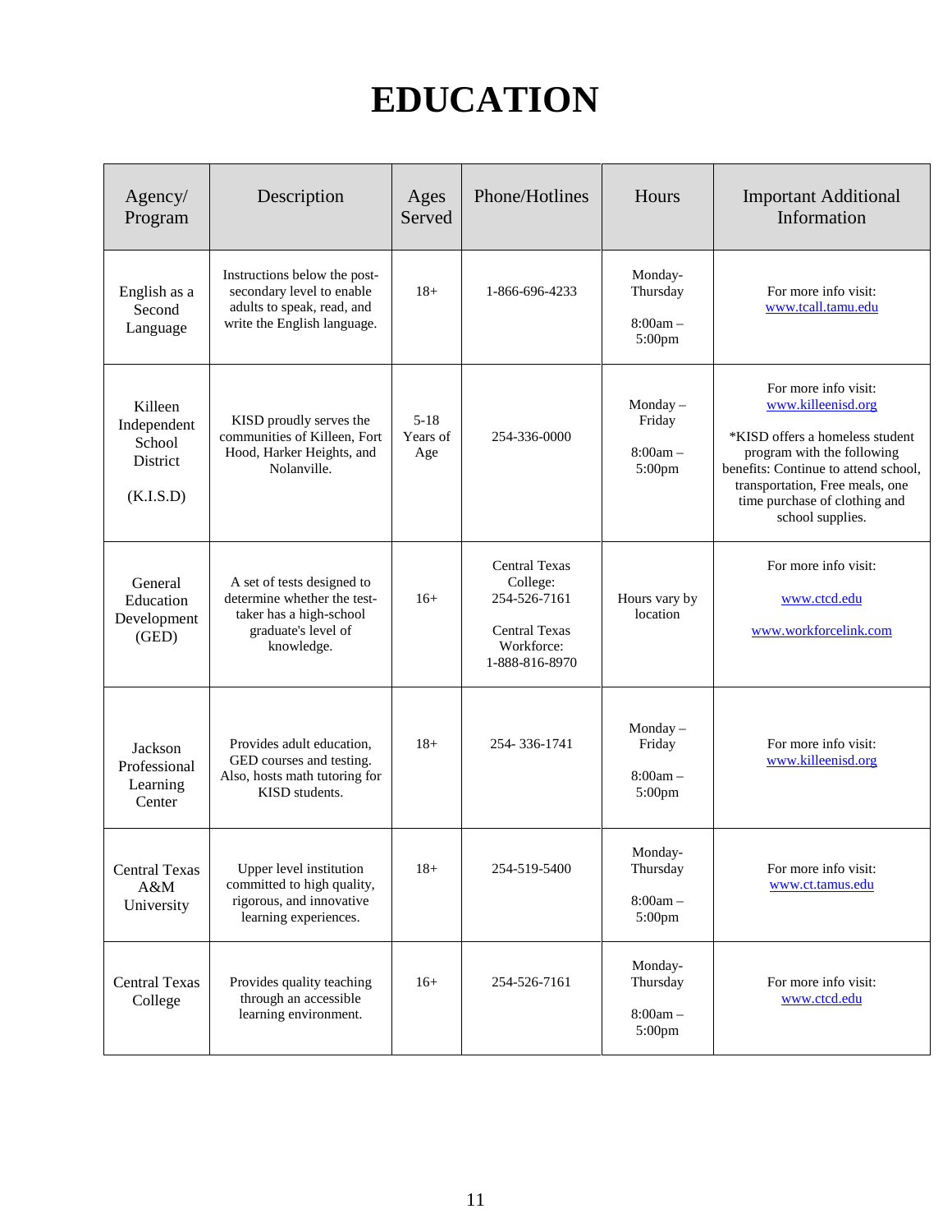# EDUCATION

| Agency/ Program | Description | Ages Served | Phone/Hotlines | Hours | Important Additional Information |
|---|---|---|---|---|---|
| English as a Second Language | Instructions below the post-secondary level to enable adults to speak, read, and write the English language. | 18+ | 1-866-696-4233 | Monday-Thursday 8:00am – 5:00pm | For more info visit: www.tcall.tamu.edu |
| Killeen Independent School District (K.I.S.D) | KISD proudly serves the communities of Killeen, Fort Hood, Harker Heights, and Nolanville. | 5-18 Years of Age | 254-336-0000 | Monday – Friday 8:00am – 5:00pm | For more info visit: www.killeenisd.org *KISD offers a homeless student program with the following benefits: Continue to attend school, transportation, Free meals, one time purchase of clothing and school supplies. |
| General Education Development (GED) | A set of tests designed to determine whether the test-taker has a high-school graduate's level of knowledge. | 16+ | Central Texas College: 254-526-7161 Central Texas Workforce: 1-888-816-8970 | Hours vary by location | For more info visit: www.ctcd.edu www.workforcelink.com |
| Jackson Professional Learning Center | Provides adult education, GED courses and testing. Also, hosts math tutoring for KISD students. | 18+ | 254- 336-1741 | Monday – Friday 8:00am – 5:00pm | For more info visit: www.killeenisd.org |
| Central Texas A&M University | Upper level institution committed to high quality, rigorous, and innovative learning experiences. | 18+ | 254-519-5400 | Monday-Thursday 8:00am – 5:00pm | For more info visit: www.ct.tamus.edu |
| Central Texas College | Provides quality teaching through an accessible learning environment. | 16+ | 254-526-7161 | Monday-Thursday 8:00am – 5:00pm | For more info visit: www.ctcd.edu |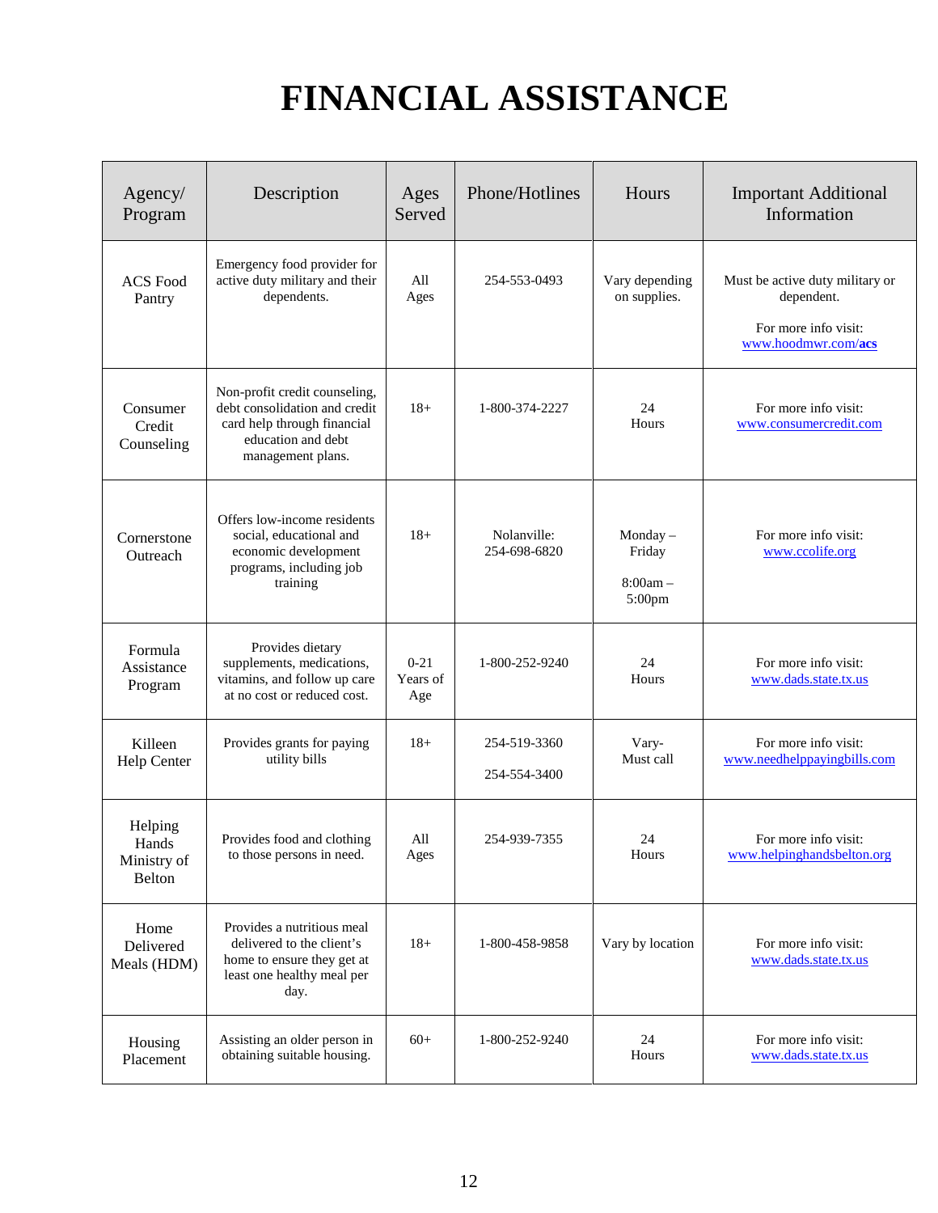# FINANCIAL ASSISTANCE

| Agency/ Program | Description | Ages Served | Phone/Hotlines | Hours | Important Additional Information |
|---|---|---|---|---|---|
| ACS Food Pantry | Emergency food provider for active duty military and their dependents. | All Ages | 254-553-0493 | Vary depending on supplies. | Must be active duty military or dependent. For more info visit: www.hoodmwr.com/**acs** |
| Consumer Credit Counseling | Non-profit credit counseling, debt consolidation and credit card help through financial education and debt management plans. | 18+ | 1-800-374-2227 | 24 Hours | For more info visit: www.consumercredit.com |
| Cornerstone Outreach | Offers low-income residents social, educational and economic development programs, including job training | 18+ | Nolanville: 254-698-6820 | Monday – Friday 8:00am – 5:00pm | For more info visit: www.ccolife.org |
| Formula Assistance Program | Provides dietary supplements, medications, vitamins, and follow up care at no cost or reduced cost. | 0-21 Years of Age | 1-800-252-9240 | 24 Hours | For more info visit: www.dads.state.tx.us |
| Killeen Help Center | Provides grants for paying utility bills | 18+ | 254-519-3360 254-554-3400 | Vary- Must call | For more info visit: www.needhelppayingbills.com |
| Helping Hands Ministry of Belton | Provides food and clothing to those persons in need. | All Ages | 254-939-7355 | 24 Hours | For more info visit: www.helpinghandsbelton.org |
| Home Delivered Meals (HDM) | Provides a nutritious meal delivered to the client's home to ensure they get at least one healthy meal per day. | 18+ | 1-800-458-9858 | Vary by location | For more info visit: www.dads.state.tx.us |
| Housing Placement | Assisting an older person in obtaining suitable housing. | 60+ | 1-800-252-9240 | 24 Hours | For more info visit: www.dads.state.tx.us |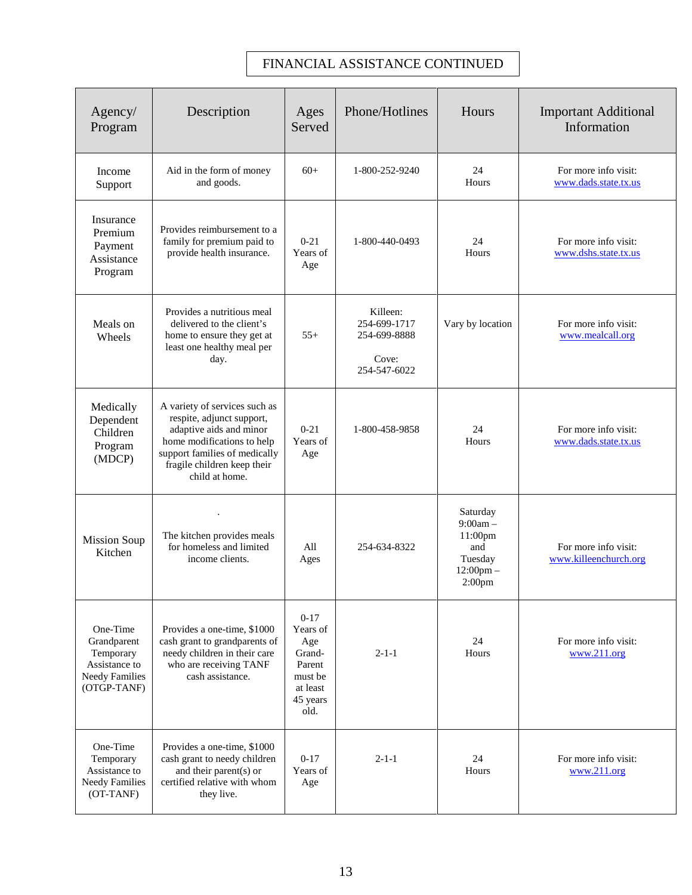# FINANCIAL ASSISTANCE CONTINUED

| Agency/ Program | Description | Ages Served | Phone/Hotlines | Hours | Important Additional Information |
|---|---|---|---|---|---|
| Income Support | Aid in the form of money and goods. | 60+ | 1-800-252-9240 | 24 Hours | For more info visit: www.dads.state.tx.us |
| Insurance Premium Payment Assistance Program | Provides reimbursement to a family for premium paid to provide health insurance. | 0-21 Years of Age | 1-800-440-0493 | 24 Hours | For more info visit: www.dshs.state.tx.us |
| Meals on Wheels | Provides a nutritious meal delivered to the client's home to ensure they get at least one healthy meal per day. | 55+ | Killeen: 254-699-1717 254-699-8888<br><br>Cove: 254-547-6022 | Vary by location | For more info visit: www.mealcall.org |
| Medically Dependent Children Program (MDCP) | A variety of services such as respite, adjunct support, adaptive aids and minor home modifications to help support families of medically fragile children keep their child at home. | 0-21 Years of Age | 1-800-458-9858 | 24 Hours | For more info visit: www.dads.state.tx.us |
| Mission Soup Kitchen | . The kitchen provides meals for homeless and limited income clients. | All Ages | 254-634-8322 | Saturday 9:00am – 11:00pm and Tuesday 12:00pm – 2:00pm | For more info visit: www.killeenchurch.org |
| One-Time Grandparent Temporary Assistance to Needy Families (OTGP-TANF) | Provides a one-time, $1000 cash grant to grandparents of needy children in their care who are receiving TANF cash assistance. | 0-17 Years of Age Grand-Parent must be at least 45 years old. | 2-1-1 | 24 Hours | For more info visit: www.211.org |
| One-Time Temporary Assistance to Needy Families (OT-TANF) | Provides a one-time, $1000 cash grant to needy children and their parent(s) or certified relative with whom they live. | 0-17 Years of Age | 2-1-1 | 24 Hours | For more info visit: www.211.org |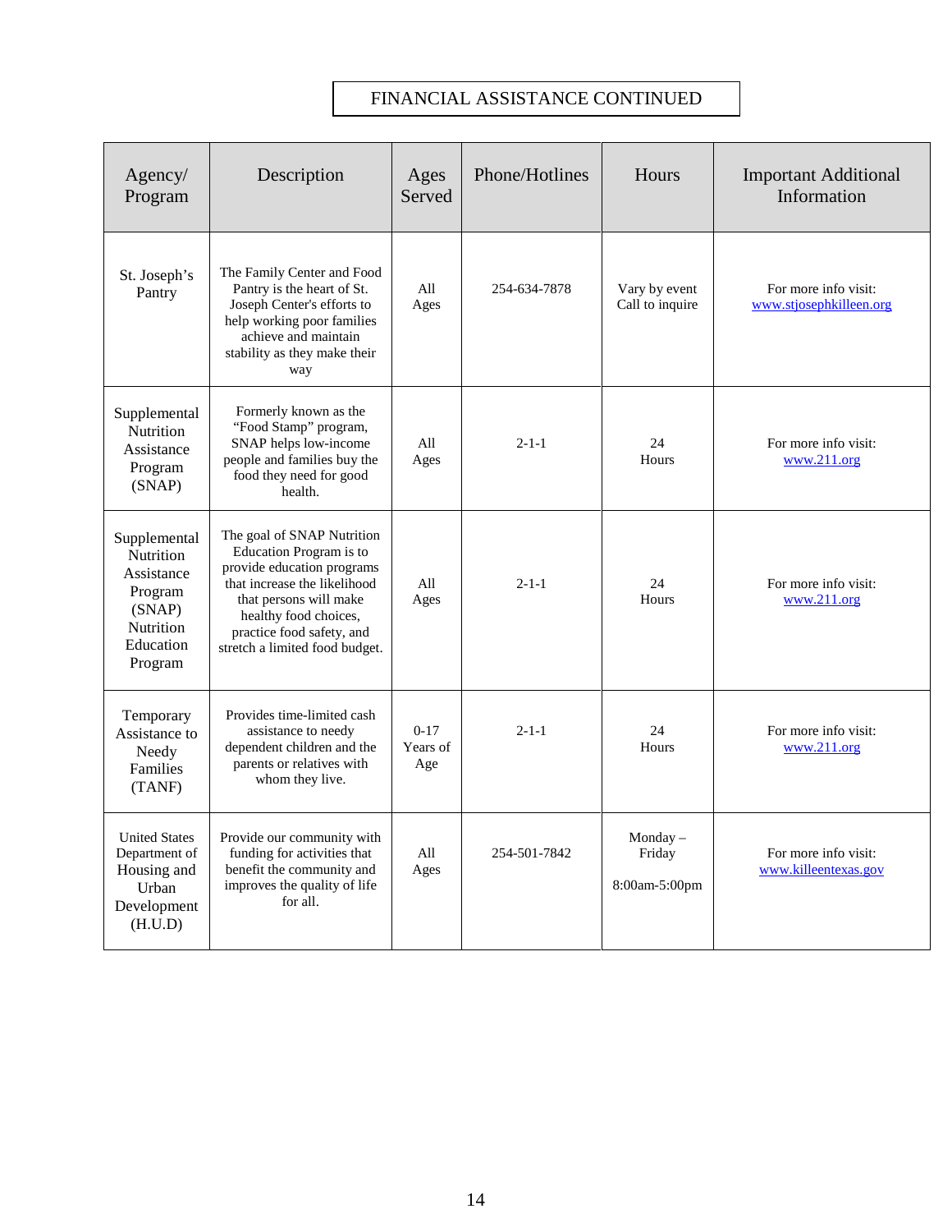## FINANCIAL ASSISTANCE CONTINUED

| Agency/ Program | Description | Ages Served | Phone/Hotlines | Hours | Important Additional Information |
|---|---|---|---|---|---|
| St. Joseph's Pantry | The Family Center and Food Pantry is the heart of St. Joseph Center's efforts to help working poor families achieve and maintain stability as they make their way | All Ages | 254-634-7878 | Vary by event Call to inquire | For more info visit: www.stjosephkilleen.org |
| Supplemental Nutrition Assistance Program (SNAP) | Formerly known as the "Food Stamp" program, SNAP helps low-income people and families buy the food they need for good health. | All Ages | 2-1-1 | 24 Hours | For more info visit: www.211.org |
| Supplemental Nutrition Assistance Program (SNAP) Nutrition Education Program | The goal of SNAP Nutrition Education Program is to provide education programs that increase the likelihood that persons will make healthy food choices, practice food safety, and stretch a limited food budget. | All Ages | 2-1-1 | 24 Hours | For more info visit: www.211.org |
| Temporary Assistance to Needy Families (TANF) | Provides time-limited cash assistance to needy dependent children and the parents or relatives with whom they live. | 0-17 Years of Age | 2-1-1 | 24 Hours | For more info visit: www.211.org |
| United States Department of Housing and Urban Development (H.U.D) | Provide our community with funding for activities that benefit the community and improves the quality of life for all. | All Ages | 254-501-7842 | Monday – Friday 8:00am-5:00pm | For more info visit: www.killeentexas.gov |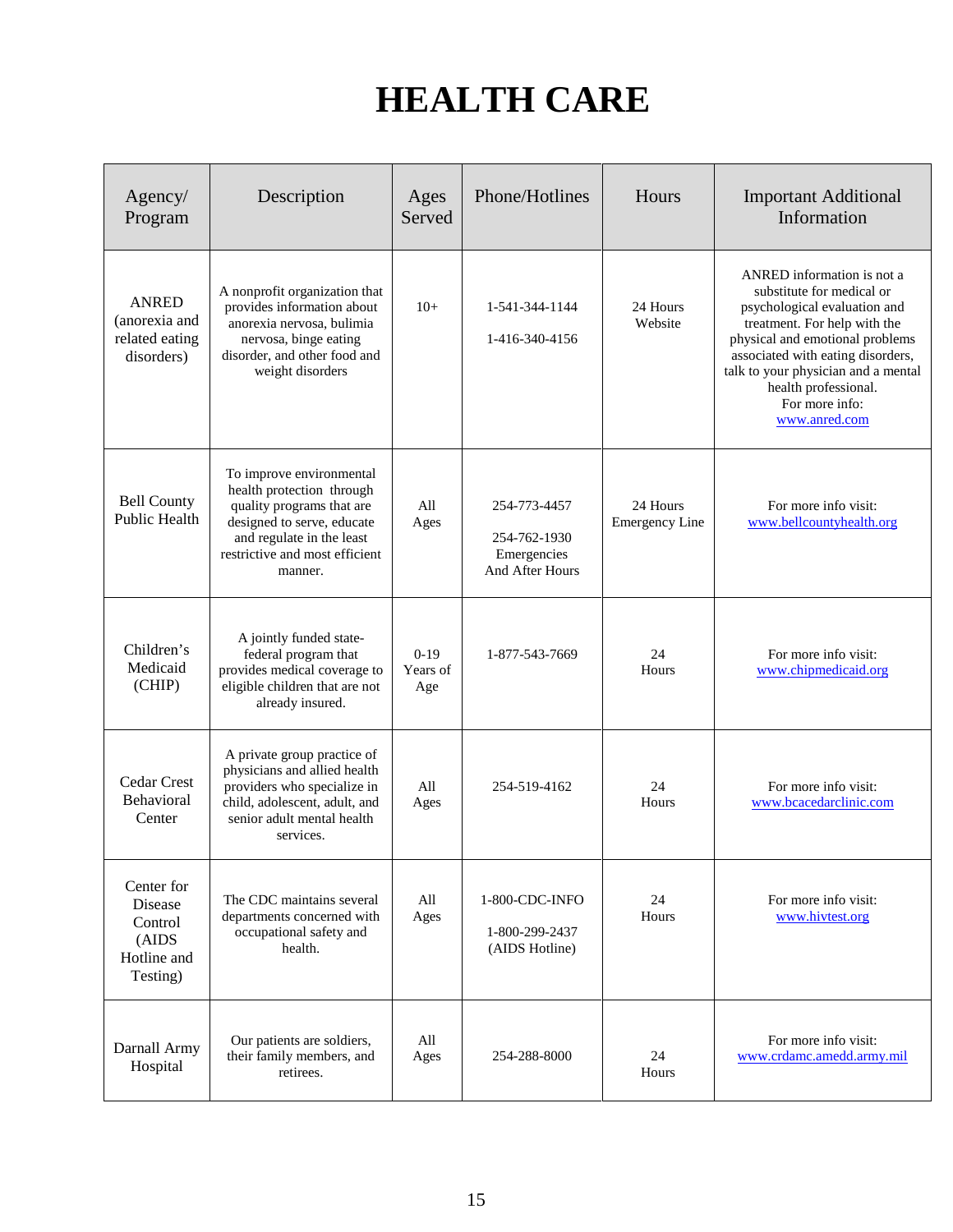# HEALTH CARE

| Agency/ Program | Description | Ages Served | Phone/Hotlines | Hours | Important Additional Information |
|---|---|---|---|---|---|
| ANRED (anorexia and related eating disorders) | A nonprofit organization that provides information about anorexia nervosa, bulimia nervosa, binge eating disorder, and other food and weight disorders | 10+ | 1-541-344-1144<br><br>1-416-340-4156 | 24 Hours Website | ANRED information is not a substitute for medical or psychological evaluation and treatment. For help with the physical and emotional problems associated with eating disorders, talk to your physician and a mental health professional. For more info: www.anred.com |
| Bell County Public Health | To improve environmental health protection through quality programs that are designed to serve, educate and regulate in the least restrictive and most efficient manner. | All Ages | 254-773-4457<br><br>254-762-1930 Emergencies And After Hours | 24 Hours Emergency Line | For more info visit: www.bellcountyhealth.org |
| Children's Medicaid (CHIP) | A jointly funded state-federal program that provides medical coverage to eligible children that are not already insured. | 0-19 Years of Age | 1-877-543-7669 | 24 Hours | For more info visit: www.chipmedicaid.org |
| Cedar Crest Behavioral Center | A private group practice of physicians and allied health providers who specialize in child, adolescent, adult, and senior adult mental health services. | All Ages | 254-519-4162 | 24 Hours | For more info visit: www.bcacedarclinic.com |
| Center for Disease Control (AIDS Hotline and Testing) | The CDC maintains several departments concerned with occupational safety and health. | All Ages | 1-800-CDC-INFO<br><br>1-800-299-2437 (AIDS Hotline) | 24 Hours | For more info visit: www.hivtest.org |
| Darnall Army Hospital | Our patients are soldiers, their family members, and retirees. | All Ages | 254-288-8000 | 24 Hours | For more info visit: www.crdamc.amedd.army.mil |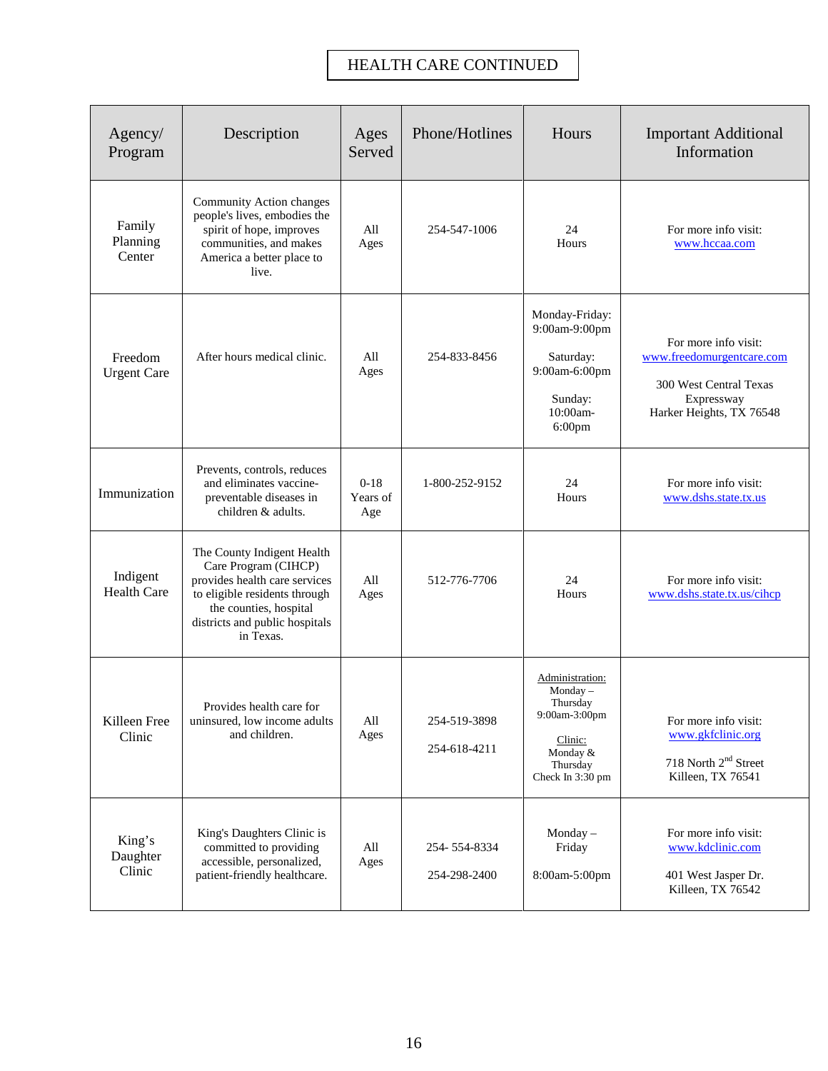# HEALTH CARE CONTINUED

| Agency/ Program | Description | Ages Served | Phone/Hotlines | Hours | Important Additional Information |
|---|---|---|---|---|---|
| Family Planning Center | Community Action changes people's lives, embodies the spirit of hope, improves communities, and makes America a better place to live. | All Ages | 254-547-1006 | 24 Hours | For more info visit: www.hccaa.com |
| Freedom Urgent Care | After hours medical clinic. | All Ages | 254-833-8456 | Monday-Friday: 9:00am-9:00pm<br><br>Saturday: 9:00am-6:00pm<br><br>Sunday: 10:00am-6:00pm | For more info visit: www.freedomurgentcare.com<br><br>300 West Central Texas Expressway<br>Harker Heights, TX 76548 |
| Immunization | Prevents, controls, reduces and eliminates vaccine-preventable diseases in children & adults. | 0-18 Years of Age | 1-800-252-9152 | 24 Hours | For more info visit: www.dshs.state.tx.us |
| Indigent Health Care | The County Indigent Health Care Program (CIHCP) provides health care services to eligible residents through the counties, hospital districts and public hospitals in Texas. | All Ages | 512-776-7706 | 24 Hours | For more info visit: www.dshs.state.tx.us/cihcp |
| Killeen Free Clinic | Provides health care for uninsured, low income adults and children. | All Ages | 254-519-3898<br><br>254-618-4211 | Administration: Monday – Thursday 9:00am-3:00pm<br><br>Clinic: Monday & Thursday Check In 3:30 pm | For more info visit: www.gkfclinic.org<br><br>718 North 2nd Street<br>Killeen, TX 76541 |
| King's Daughter Clinic | King's Daughters Clinic is committed to providing accessible, personalized, patient-friendly healthcare. | All Ages | 254- 554-8334<br><br>254-298-2400 | Monday – Friday<br><br>8:00am-5:00pm | For more info visit: www.kdclinic.com<br><br>401 West Jasper Dr.<br>Killeen, TX 76542 |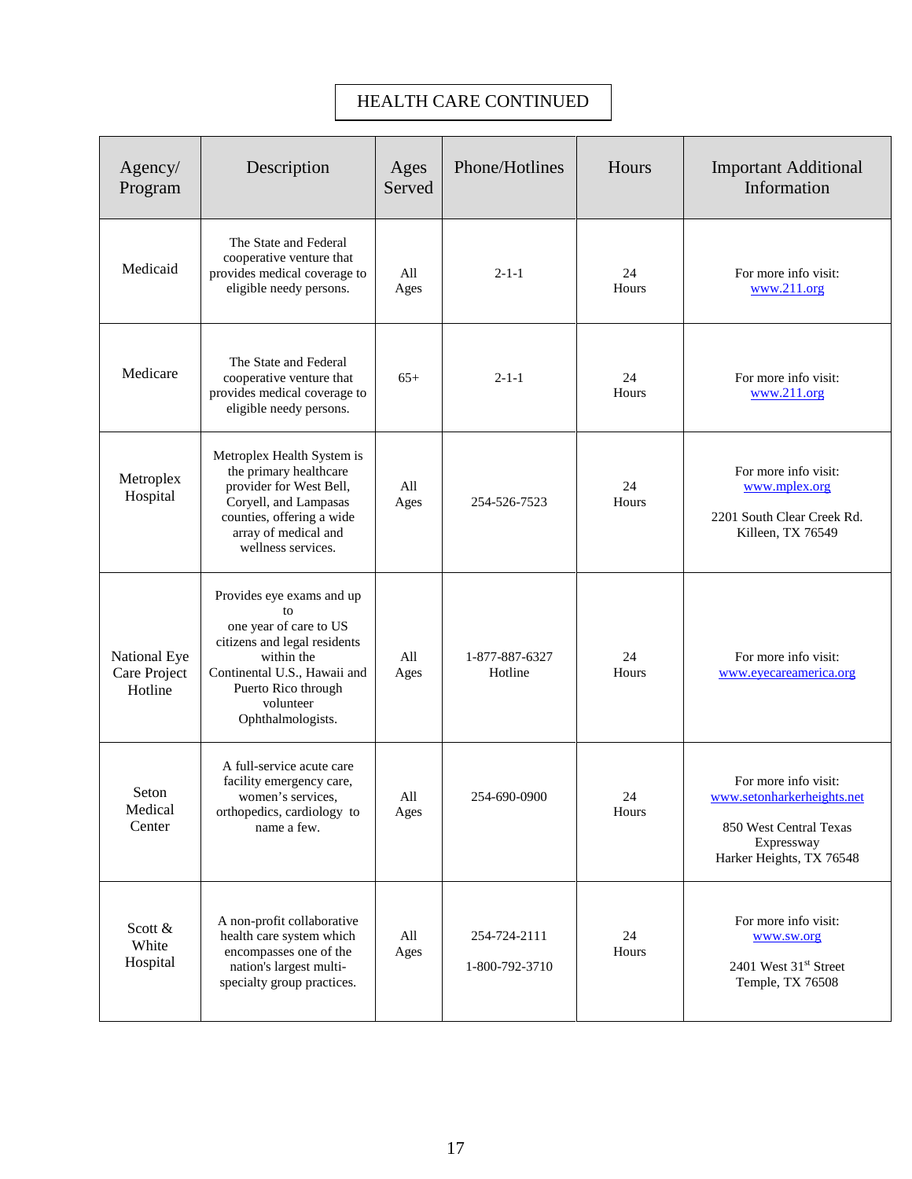## HEALTH CARE CONTINUED

| Agency/ Program | Description | Ages Served | Phone/Hotlines | Hours | Important Additional Information |
|---|---|---|---|---|---|
| Medicaid | The State and Federal cooperative venture that provides medical coverage to eligible needy persons. | All Ages | 2-1-1 | 24 Hours | For more info visit: www.211.org |
| Medicare | The State and Federal cooperative venture that provides medical coverage to eligible needy persons. | 65+ | 2-1-1 | 24 Hours | For more info visit: www.211.org |
| Metroplex Hospital | Metroplex Health System is the primary healthcare provider for West Bell, Coryell, and Lampasas counties, offering a wide array of medical and wellness services. | All Ages | 254-526-7523 | 24 Hours | For more info visit: www.mplex.org<br><br>2201 South Clear Creek Rd. Killeen, TX 76549 |
| National Eye Care Project Hotline | Provides eye exams and up to one year of care to US citizens and legal residents within the Continental U.S., Hawaii and Puerto Rico through volunteer Ophthalmologists. | All Ages | 1-877-887-6327 Hotline | 24 Hours | For more info visit: www.eyecareamerica.org |
| Seton Medical Center | A full-service acute care facility emergency care, women's services, orthopedics, cardiology to name a few. | All Ages | 254-690-0900 | 24 Hours | For more info visit: www.setonharkerheights.net<br><br>850 West Central Texas Expressway Harker Heights, TX 76548 |
| Scott & White Hospital | A non-profit collaborative health care system which encompasses one of the nation's largest multi-specialty group practices. | All Ages | 254-724-2111<br><br>1-800-792-3710 | 24 Hours | For more info visit: www.sw.org<br><br>2401 West 31st Street Temple, TX 76508 |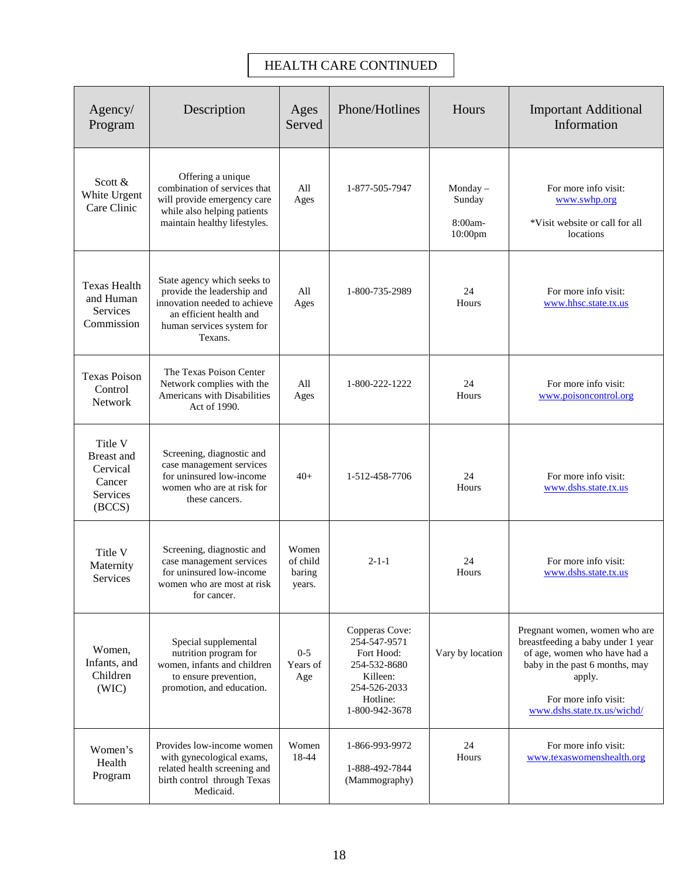# HEALTH CARE CONTINUED

| Agency/ Program | Description | Ages Served | Phone/Hotlines | Hours | Important Additional Information |
|---|---|---|---|---|---|
| Scott & White Urgent Care Clinic | Offering a unique combination of services that will provide emergency care while also helping patients maintain healthy lifestyles. | All Ages | 1-877-505-7947 | Monday – Sunday<br><br>8:00am-10:00pm | For more info visit: www.swhp.org<br><br>*Visit website or call for all locations |
| Texas Health and Human Services Commission | State agency which seeks to provide the leadership and innovation needed to achieve an efficient health and human services system for Texans. | All Ages | 1-800-735-2989 | 24 Hours | For more info visit: www.hhsc.state.tx.us |
| Texas Poison Control Network | The Texas Poison Center Network complies with the Americans with Disabilities Act of 1990. | All Ages | 1-800-222-1222 | 24 Hours | For more info visit: www.poisoncontrol.org |
| Title V Breast and Cervical Cancer Services (BCCS) | Screening, diagnostic and case management services for uninsured low-income women who are at risk for these cancers. | 40+ | 1-512-458-7706 | 24 Hours | For more info visit: www.dshs.state.tx.us |
| Title V Maternity Services | Screening, diagnostic and case management services for uninsured low-income women who are most at risk for cancer. | Women of child baring years. | 2-1-1 | 24 Hours | For more info visit: www.dshs.state.tx.us |
| Women, Infants, and Children (WIC) | Special supplemental nutrition program for women, infants and children to ensure prevention, promotion, and education. | 0-5 Years of Age | Copperas Cove: 254-547-9571<br>Fort Hood: 254-532-8680<br>Killeen: 254-526-2033<br>Hotline: 1-800-942-3678 | Vary by location | Pregnant women, women who are breastfeeding a baby under 1 year of age, women who have had a baby in the past 6 months, may apply.<br><br>For more info visit: www.dshs.state.tx.us/wichd/ |
| Women's Health Program | Provides low-income women with gynecological exams, related health screening and birth control through Texas Medicaid. | Women 18-44 | 1-866-993-9972<br><br>1-888-492-7844 (Mammography) | 24 Hours | For more info visit: www.texaswomenshealth.org |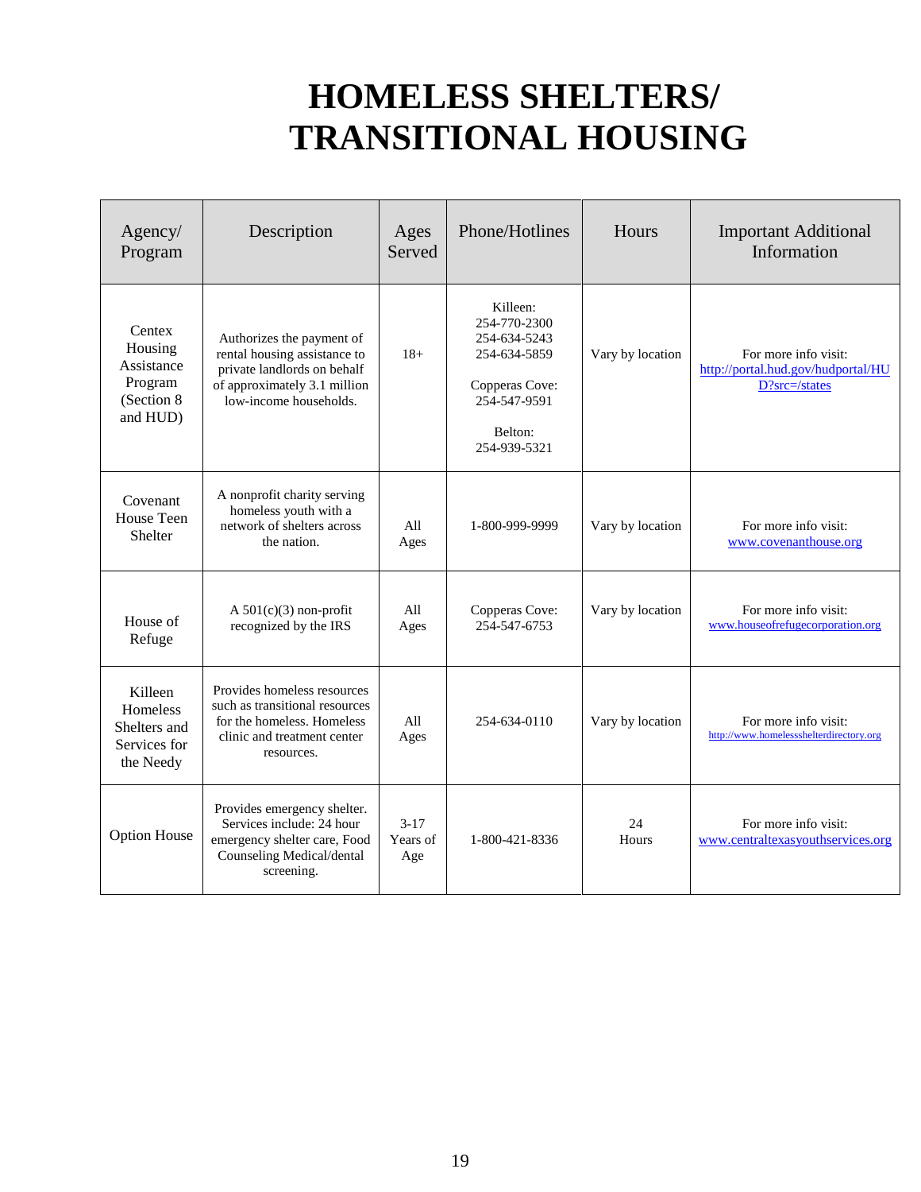# HOMELESS SHELTERS/ TRANSITIONAL HOUSING

| Agency/ Program | Description | Ages Served | Phone/Hotlines | Hours | Important Additional Information |
|---|---|---|---|---|---|
| Centex Housing Assistance Program (Section 8 and HUD) | Authorizes the payment of rental housing assistance to private landlords on behalf of approximately 3.1 million low-income households. | 18+ | Killeen: 254-770-2300 254-634-5243 254-634-5859<br><br>Copperas Cove: 254-547-9591<br><br>Belton: 254-939-5321 | Vary by location | For more info visit: http://portal.hud.gov/hudportal/HUD?src=/states |
| Covenant House Teen Shelter | A nonprofit charity serving homeless youth with a network of shelters across the nation. | All Ages | 1-800-999-9999 | Vary by location | For more info visit: www.covenanthouse.org |
| House of Refuge | A 501(c)(3) non-profit recognized by the IRS | All Ages | Copperas Cove: 254-547-6753 | Vary by location | For more info visit: www.houseofrefugecorporation.org |
| Killeen Homeless Shelters and Services for the Needy | Provides homeless resources such as transitional resources for the homeless. Homeless clinic and treatment center resources. | All Ages | 254-634-0110 | Vary by location | For more info visit: http://www.homelessshelterdirectory.org |
| Option House | Provides emergency shelter. Services include: 24 hour emergency shelter care, Food Counseling Medical/dental screening. | 3-17 Years of Age | 1-800-421-8336 | 24 Hours | For more info visit: www.centraltexasyouthservices.org |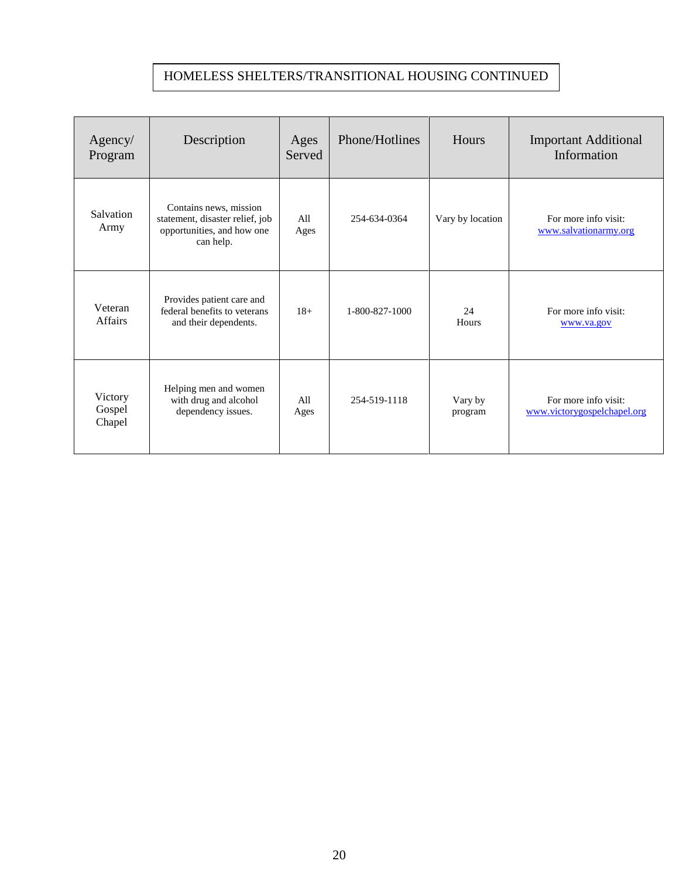## HOMELESS SHELTERS/TRANSITIONAL HOUSING CONTINUED

| Agency/ Program | Description | Ages Served | Phone/Hotlines | Hours | Important Additional Information |
|---|---|---|---|---|---|
| Salvation Army | Contains news, mission statement, disaster relief, job opportunities, and how one can help. | All Ages | 254-634-0364 | Vary by location | For more info visit: www.salvationarmy.org |
| Veteran Affairs | Provides patient care and federal benefits to veterans and their dependents. | 18+ | 1-800-827-1000 | 24 Hours | For more info visit: www.va.gov |
| Victory Gospel Chapel | Helping men and women with drug and alcohol dependency issues. | All Ages | 254-519-1118 | Vary by program | For more info visit: www.victorygospelchapel.org |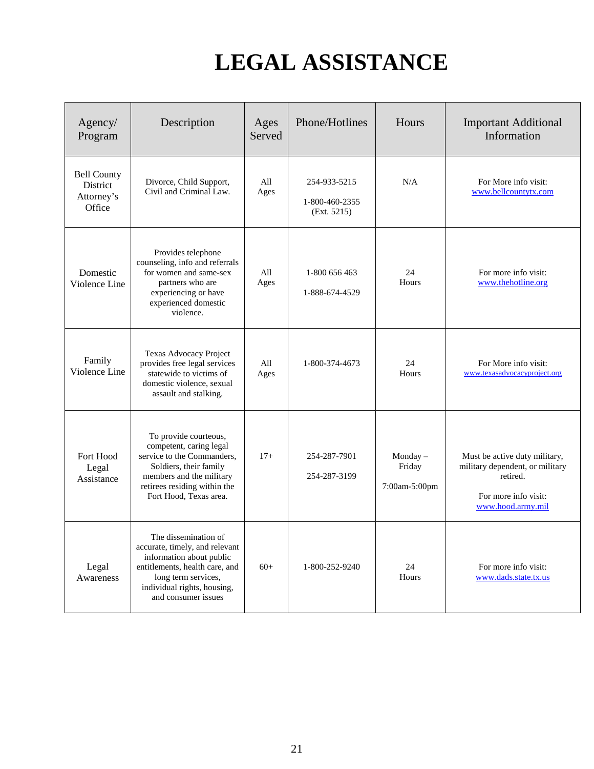# LEGAL ASSISTANCE

| Agency/ Program | Description | Ages Served | Phone/Hotlines | Hours | Important Additional Information |
|---|---|---|---|---|---|
| Bell County District Attorney's Office | Divorce, Child Support, Civil and Criminal Law. | All Ages | 254-933-5215<br><br>1-800-460-2355 (Ext. 5215) | N/A | For More info visit: www.bellcountytx.com |
| Domestic Violence Line | Provides telephone counseling, info and referrals for women and same-sex partners who are experiencing or have experienced domestic violence. | All Ages | 1-800 656 463<br><br>1-888-674-4529 | 24 Hours | For more info visit: www.thehotline.org |
| Family Violence Line | Texas Advocacy Project provides free legal services statewide to victims of domestic violence, sexual assault and stalking. | All Ages | 1-800-374-4673 | 24 Hours | For More info visit: www.texasadvocacyproject.org |
| Fort Hood Legal Assistance | To provide courteous, competent, caring legal service to the Commanders, Soldiers, their family members and the military retirees residing within the Fort Hood, Texas area. | 17+ | 254-287-7901<br><br>254-287-3199 | Monday – Friday<br><br>7:00am-5:00pm | Must be active duty military, military dependent, or military retired.<br><br>For more info visit: www.hood.army.mil |
| Legal Awareness | The dissemination of accurate, timely, and relevant information about public entitlements, health care, and long term services, individual rights, housing, and consumer issues | 60+ | 1-800-252-9240 | 24 Hours | For more info visit: www.dads.state.tx.us |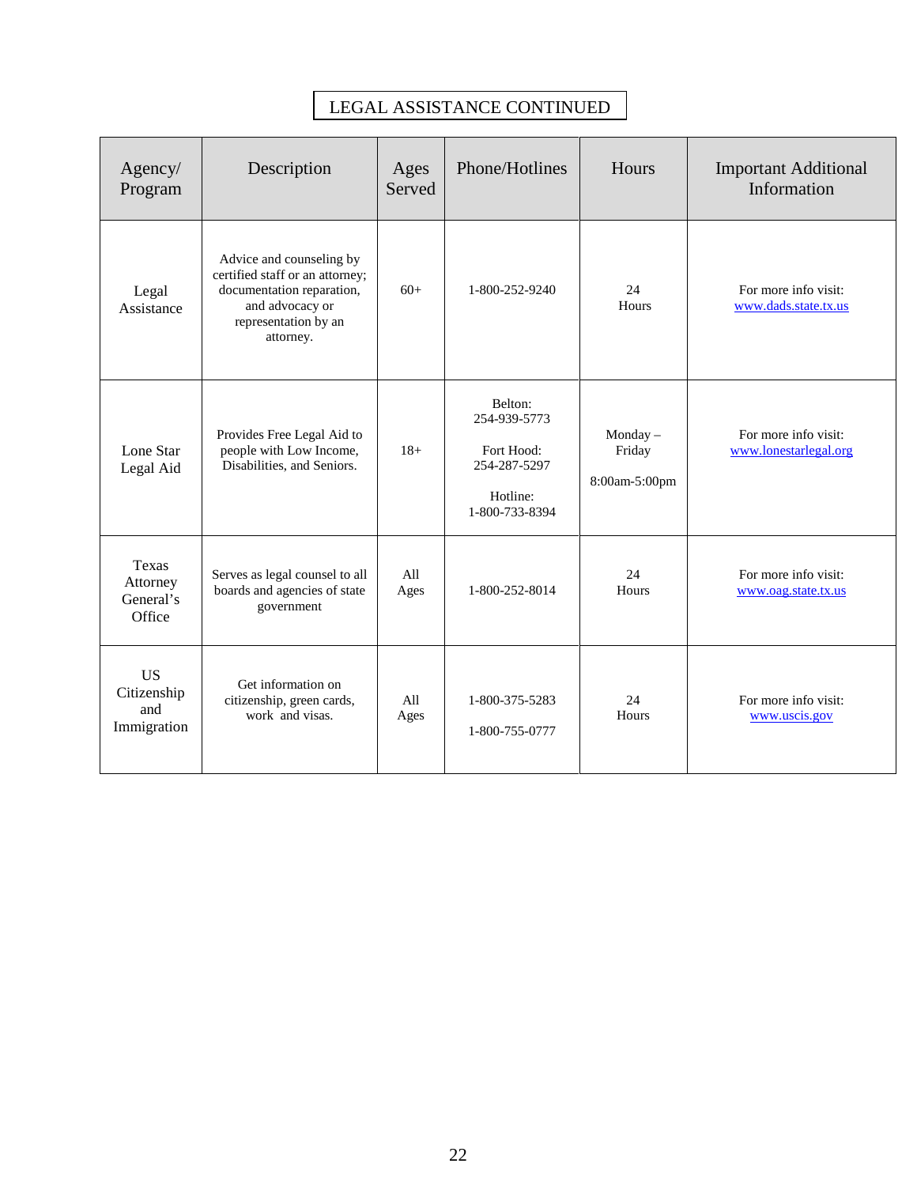## LEGAL ASSISTANCE CONTINUED

| Agency/ Program | Description | Ages Served | Phone/Hotlines | Hours | Important Additional Information |
|---|---|---|---|---|---|
| Legal Assistance | Advice and counseling by certified staff or an attorney; documentation reparation, and advocacy or representation by an attorney. | 60+ | 1-800-252-9240 | 24 Hours | For more info visit: www.dads.state.tx.us |
| Lone Star Legal Aid | Provides Free Legal Aid to people with Low Income, Disabilities, and Seniors. | 18+ | Belton: 254-939-5773<br><br>Fort Hood: 254-287-5297<br><br>Hotline: 1-800-733-8394 | Monday – Friday<br><br>8:00am-5:00pm | For more info visit: www.lonestarlegal.org |
| Texas Attorney General's Office | Serves as legal counsel to all boards and agencies of state government | All Ages | 1-800-252-8014 | 24 Hours | For more info visit: www.oag.state.tx.us |
| US Citizenship and Immigration | Get information on citizenship, green cards, work and visas. | All Ages | 1-800-375-5283<br><br>1-800-755-0777 | 24 Hours | For more info visit: www.uscis.gov |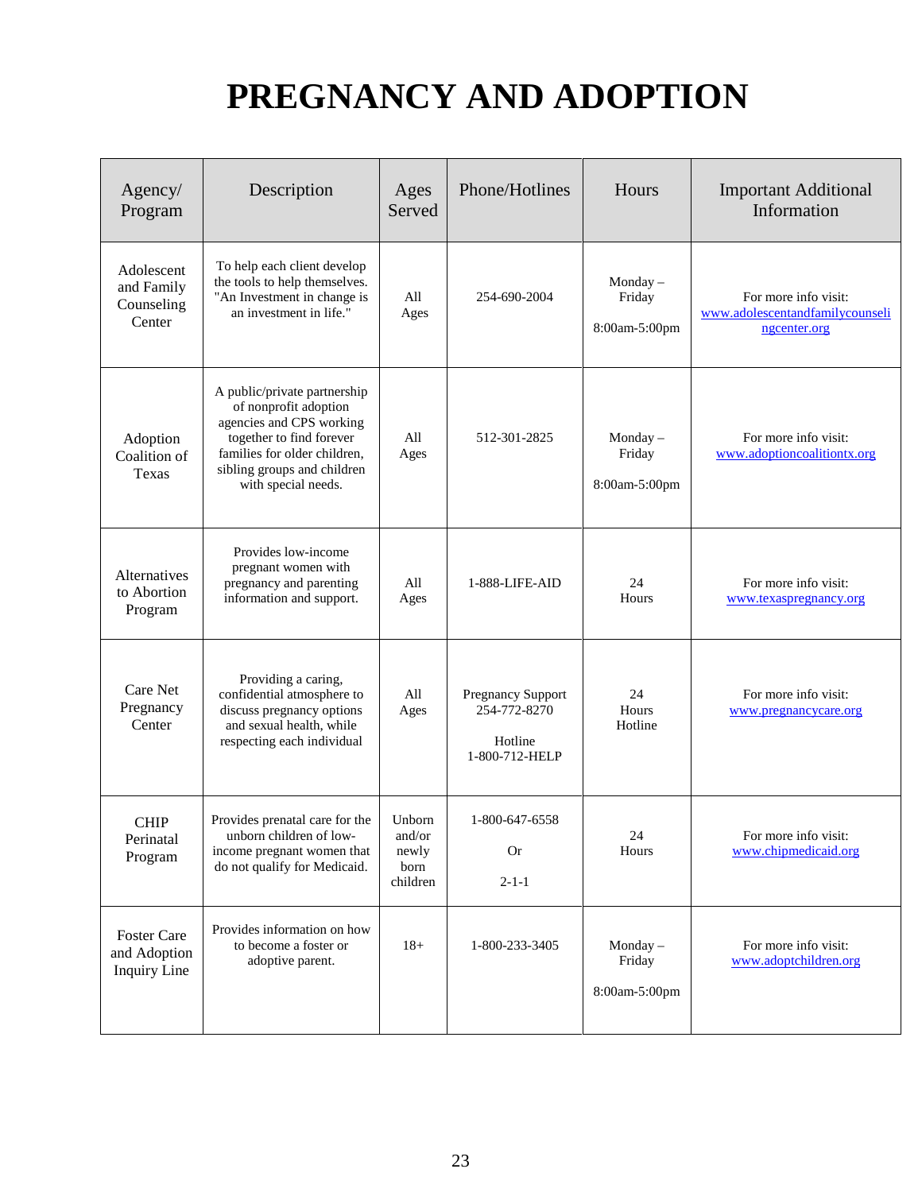# PREGNANCY AND ADOPTION

| Agency/ Program | Description | Ages Served | Phone/Hotlines | Hours | Important Additional Information |
|---|---|---|---|---|---|
| Adolescent and Family Counseling Center | To help each client develop the tools to help themselves. "An Investment in change is an investment in life." | All Ages | 254-690-2004 | Monday – Friday 8:00am-5:00pm | For more info visit: www.adolescentandfamilycounselingcenter.org |
| Adoption Coalition of Texas | A public/private partnership of nonprofit adoption agencies and CPS working together to find forever families for older children, sibling groups and children with special needs. | All Ages | 512-301-2825 | Monday – Friday 8:00am-5:00pm | For more info visit: www.adoptioncoalitiontx.org |
| Alternatives to Abortion Program | Provides low-income pregnant women with pregnancy and parenting information and support. | All Ages | 1-888-LIFE-AID | 24 Hours | For more info visit: www.texaspregnancy.org |
| Care Net Pregnancy Center | Providing a caring, confidential atmosphere to discuss pregnancy options and sexual health, while respecting each individual | All Ages | Pregnancy Support 254-772-8270 Hotline 1-800-712-HELP | 24 Hours Hotline | For more info visit: www.pregnancycare.org |
| CHIP Perinatal Program | Provides prenatal care for the unborn children of low-income pregnant women that do not qualify for Medicaid. | Unborn and/or newly born children | 1-800-647-6558 Or 2-1-1 | 24 Hours | For more info visit: www.chipmedicaid.org |
| Foster Care and Adoption Inquiry Line | Provides information on how to become a foster or adoptive parent. | 18+ | 1-800-233-3405 | Monday – Friday 8:00am-5:00pm | For more info visit: www.adoptchildren.org |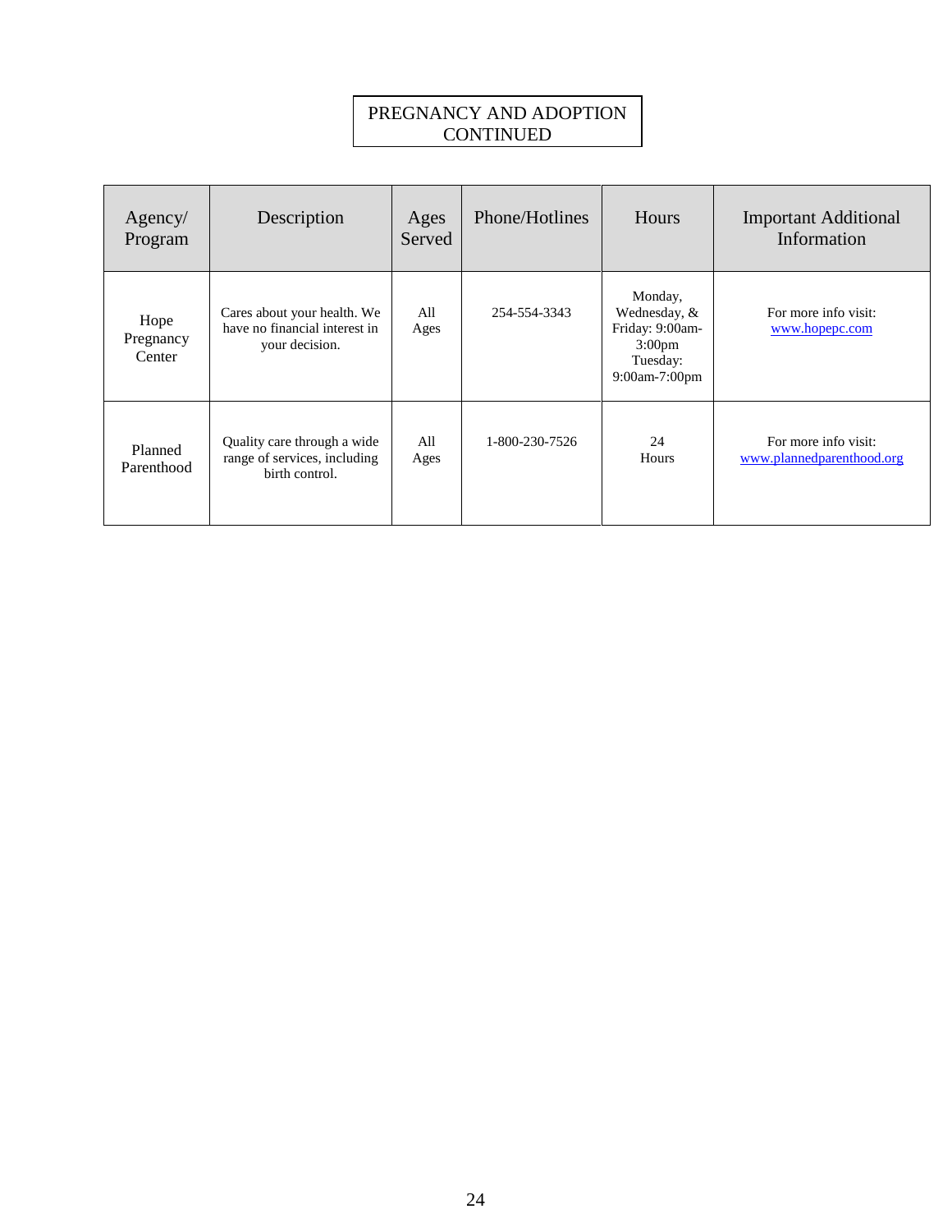## PREGNANCY AND ADOPTION CONTINUED

| Agency/ Program | Description | Ages Served | Phone/Hotlines | Hours | Important Additional Information |
|---|---|---|---|---|---|
| Hope Pregnancy Center | Cares about your health. We have no financial interest in your decision. | All Ages | 254-554-3343 | Monday, Wednesday, & Friday: 9:00am-3:00pm Tuesday: 9:00am-7:00pm | For more info visit: www.hopepc.com |
| Planned Parenthood | Quality care through a wide range of services, including birth control. | All Ages | 1-800-230-7526 | 24 Hours | For more info visit: www.plannedparenthood.org |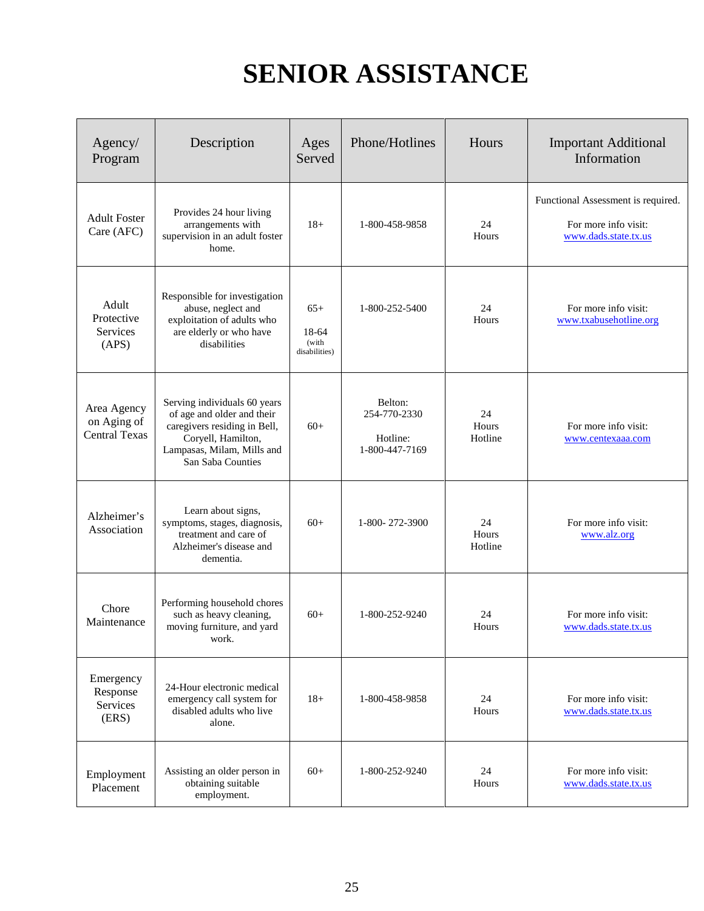# SENIOR ASSISTANCE

| Agency/ Program | Description | Ages Served | Phone/Hotlines | Hours | Important Additional Information |
|---|---|---|---|---|---|
| Adult Foster Care (AFC) | Provides 24 hour living arrangements with supervision in an adult foster home. | 18+ | 1-800-458-9858 | 24 Hours | Functional Assessment is required. For more info visit: www.dads.state.tx.us |
| Adult Protective Services (APS) | Responsible for investigation abuse, neglect and exploitation of adults who are elderly or who have disabilities | 65+ 18-64 (with disabilities) | 1-800-252-5400 | 24 Hours | For more info visit: www.txabusehotline.org |
| Area Agency on Aging of Central Texas | Serving individuals 60 years of age and older and their caregivers residing in Bell, Coryell, Hamilton, Lampasas, Milam, Mills and San Saba Counties | 60+ | Belton: 254-770-2330 Hotline: 1-800-447-7169 | 24 Hours Hotline | For more info visit: www.centexaaa.com |
| Alzheimer's Association | Learn about signs, symptoms, stages, diagnosis, treatment and care of Alzheimer's disease and dementia. | 60+ | 1-800- 272-3900 | 24 Hours Hotline | For more info visit: www.alz.org |
| Chore Maintenance | Performing household chores such as heavy cleaning, moving furniture, and yard work. | 60+ | 1-800-252-9240 | 24 Hours | For more info visit: www.dads.state.tx.us |
| Emergency Response Services (ERS) | 24-Hour electronic medical emergency call system for disabled adults who live alone. | 18+ | 1-800-458-9858 | 24 Hours | For more info visit: www.dads.state.tx.us |
| Employment Placement | Assisting an older person in obtaining suitable employment. | 60+ | 1-800-252-9240 | 24 Hours | For more info visit: www.dads.state.tx.us |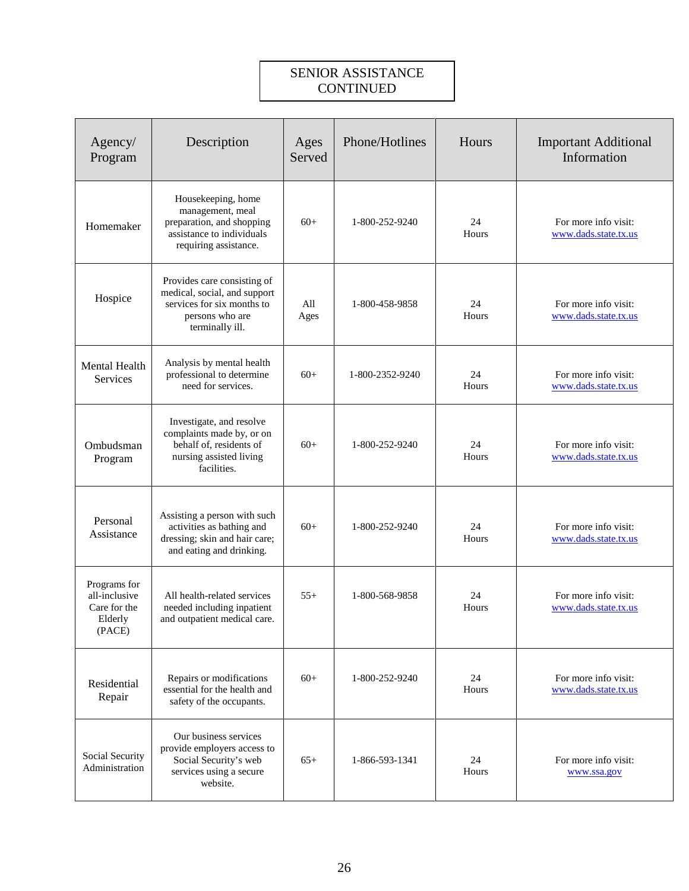# SENIOR ASSISTANCE CONTINUED

| Agency/ Program | Description | Ages Served | Phone/Hotlines | Hours | Important Additional Information |
|---|---|---|---|---|---|
| Homemaker | Housekeeping, home management, meal preparation, and shopping assistance to individuals requiring assistance. | 60+ | 1-800-252-9240 | 24 Hours | For more info visit: www.dads.state.tx.us |
| Hospice | Provides care consisting of medical, social, and support services for six months to persons who are terminally ill. | All Ages | 1-800-458-9858 | 24 Hours | For more info visit: www.dads.state.tx.us |
| Mental Health Services | Analysis by mental health professional to determine need for services. | 60+ | 1-800-2352-9240 | 24 Hours | For more info visit: www.dads.state.tx.us |
| Ombudsman Program | Investigate, and resolve complaints made by, or on behalf of, residents of nursing assisted living facilities. | 60+ | 1-800-252-9240 | 24 Hours | For more info visit: www.dads.state.tx.us |
| Personal Assistance | Assisting a person with such activities as bathing and dressing; skin and hair care; and eating and drinking. | 60+ | 1-800-252-9240 | 24 Hours | For more info visit: www.dads.state.tx.us |
| Programs for all-inclusive Care for the Elderly (PACE) | All health-related services needed including inpatient and outpatient medical care. | 55+ | 1-800-568-9858 | 24 Hours | For more info visit: www.dads.state.tx.us |
| Residential Repair | Repairs or modifications essential for the health and safety of the occupants. | 60+ | 1-800-252-9240 | 24 Hours | For more info visit: www.dads.state.tx.us |
| Social Security Administration | Our business services provide employers access to Social Security's web services using a secure website. | 65+ | 1-866-593-1341 | 24 Hours | For more info visit: www.ssa.gov |